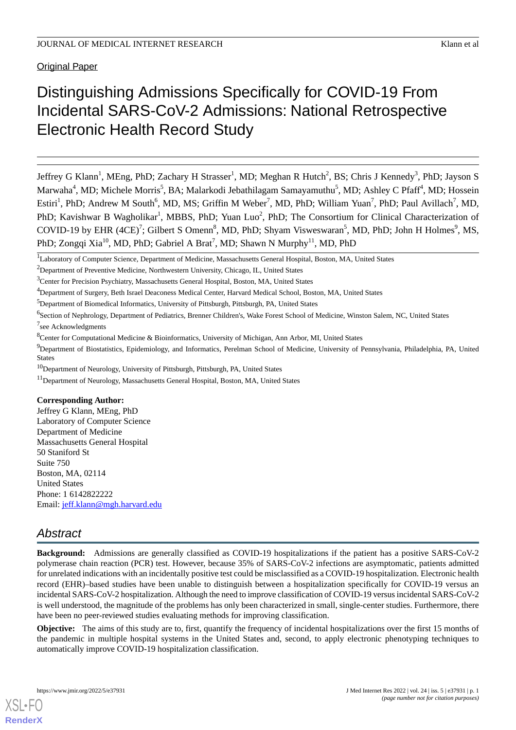Original Paper

# Distinguishing Admissions Specifically for COVID-19 From Incidental SARS-CoV-2 Admissions: National Retrospective Electronic Health Record Study

Jeffrey G Klann[1], MEng, PhD; Zachary H Strasser[1], MD; Meghan R Hutch[2], BS; Chris J Kennedy[3], PhD; Jayson S Marwaha[4], MD; Michele Morris[5], BA; Malarkodi Jebathilagam Samayamuthu[5], MD; Ashley C Pfaff[4], MD; Hossein Estiri[1], PhD; Andrew M South[6], MD, MS; Griffin M Weber[7], MD, PhD; William Yuan[7], PhD; Paul Avillach[7], MD, PhD; Kavishwar B Wagholikar[1], MBBS, PhD; Yuan Luo[2], PhD; The Consortium for Clinical Characterization of COVID-19 by EHR (4CE)[7]; Gilbert S Omenn[8], MD, PhD; Shyam Visweswaran[5], MD, PhD; John H Holmes[9], MS, PhD; Zongqi Xia[10], MD, PhD; Gabriel A Brat[7], MD; Shawn N Murphy[11], MD, PhD

[1]Laboratory of Computer Science, Department of Medicine, Massachusetts General Hospital, Boston, MA, United States

[2]Department of Preventive Medicine, Northwestern University, Chicago, IL, United States

[3]Center for Precision Psychiatry, Massachusetts General Hospital, Boston, MA, United States

[4]Department of Surgery, Beth Israel Deaconess Medical Center, Harvard Medical School, Boston, MA, United States

[5]Department of Biomedical Informatics, University of Pittsburgh, Pittsburgh, PA, United States

[6]Section of Nephrology, Department of Pediatrics, Brenner Children's, Wake Forest School of Medicine, Winston Salem, NC, United States

[7]see Acknowledgments

[8]Center for Computational Medicine & Bioinformatics, University of Michigan, Ann Arbor, MI, United States

[9]Department of Biostatistics, Epidemiology, and Informatics, Perelman School of Medicine, University of Pennsylvania, Philadelphia, PA, United States

[10]Department of Neurology, University of Pittsburgh, Pittsburgh, PA, United States

[11]Department of Neurology, Massachusetts General Hospital, Boston, MA, United States

**Corresponding Author:**
Jeffrey G Klann, MEng, PhD
Laboratory of Computer Science
Department of Medicine
Massachusetts General Hospital
50 Staniford St
Suite 750
Boston, MA, 02114
United States
Phone: 1 6142822222
Email: jeff.klann@mgh.harvard.edu

## Abstract

**Background:** Admissions are generally classified as COVID-19 hospitalizations if the patient has a positive SARS-CoV-2 polymerase chain reaction (PCR) test. However, because 35% of SARS-CoV-2 infections are asymptomatic, patients admitted for unrelated indications with an incidentally positive test could be misclassified as a COVID-19 hospitalization. Electronic health record (EHR)–based studies have been unable to distinguish between a hospitalization specifically for COVID-19 versus an incidental SARS-CoV-2 hospitalization. Although the need to improve classification of COVID-19 versus incidental SARS-CoV-2 is well understood, the magnitude of the problems has only been characterized in small, single-center studies. Furthermore, there have been no peer-reviewed studies evaluating methods for improving classification.

**Objective:** The aims of this study are to, first, quantify the frequency of incidental hospitalizations over the first 15 months of the pandemic in multiple hospital systems in the United States and, second, to apply electronic phenotyping techniques to automatically improve COVID-19 hospitalization classification.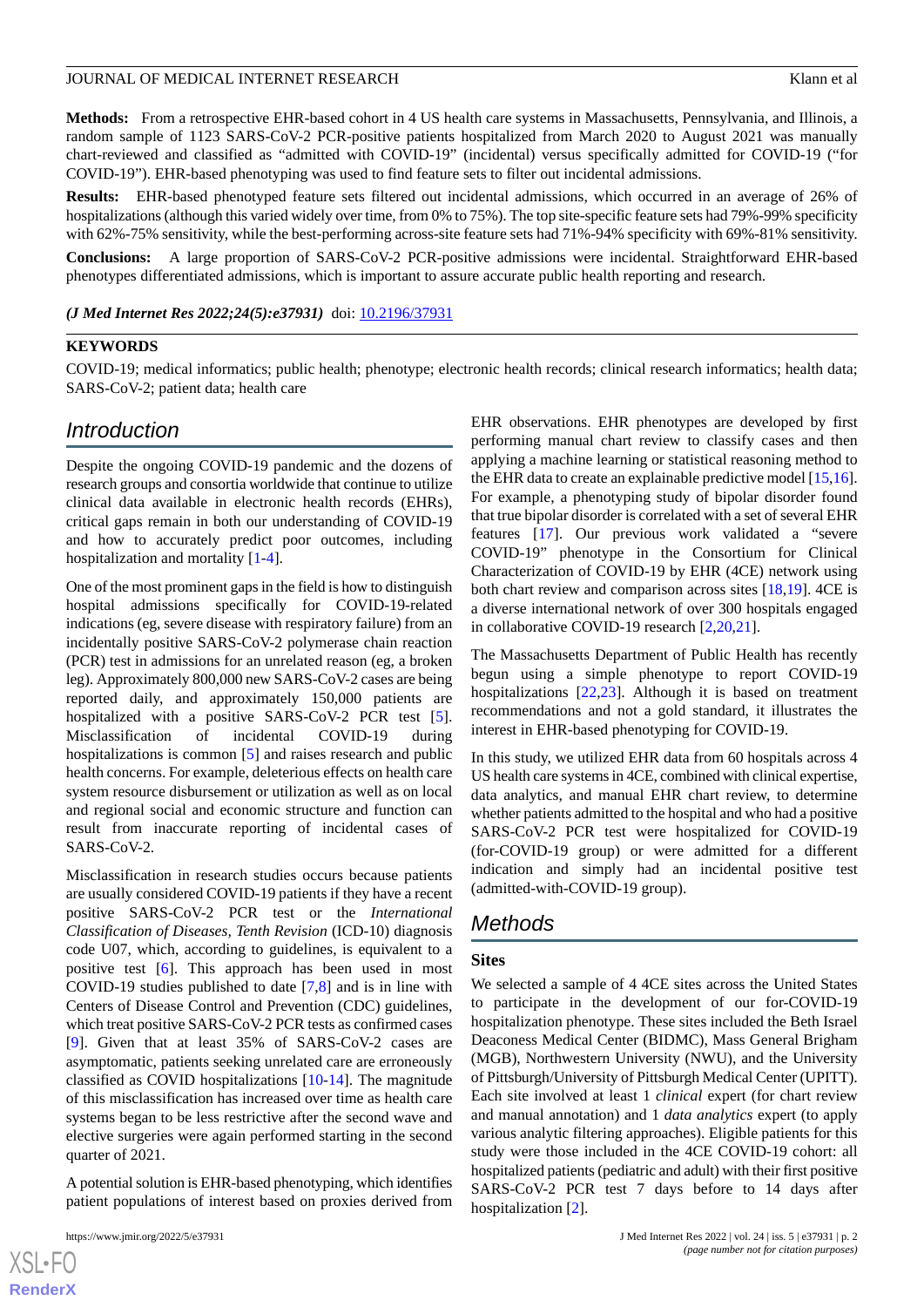**Methods:** From a retrospective EHR-based cohort in 4 US health care systems in Massachusetts, Pennsylvania, and Illinois, a random sample of 1123 SARS-CoV-2 PCR-positive patients hospitalized from March 2020 to August 2021 was manually chart-reviewed and classified as "admitted with COVID-19" (incidental) versus specifically admitted for COVID-19 ("for COVID-19"). EHR-based phenotyping was used to find feature sets to filter out incidental admissions.

**Results:** EHR-based phenotyped feature sets filtered out incidental admissions, which occurred in an average of 26% of hospitalizations (although this varied widely over time, from 0% to 75%). The top site-specific feature sets had 79%-99% specificity with 62%-75% sensitivity, while the best-performing across-site feature sets had 71%-94% specificity with 69%-81% sensitivity.

**Conclusions:** A large proportion of SARS-CoV-2 PCR-positive admissions were incidental. Straightforward EHR-based phenotypes differentiated admissions, which is important to assure accurate public health reporting and research.

***(J Med Internet Res 2022;24(5):e37931)*** doi: 10.2196/37931

**KEYWORDS**

COVID-19; medical informatics; public health; phenotype; electronic health records; clinical research informatics; health data; SARS-CoV-2; patient data; health care

## Introduction

Despite the ongoing COVID-19 pandemic and the dozens of research groups and consortia worldwide that continue to utilize clinical data available in electronic health records (EHRs), critical gaps remain in both our understanding of COVID-19 and how to accurately predict poor outcomes, including hospitalization and mortality [1-4].

One of the most prominent gaps in the field is how to distinguish hospital admissions specifically for COVID-19-related indications (eg, severe disease with respiratory failure) from an incidentally positive SARS-CoV-2 polymerase chain reaction (PCR) test in admissions for an unrelated reason (eg, a broken leg). Approximately 800,000 new SARS-CoV-2 cases are being reported daily, and approximately 150,000 patients are hospitalized with a positive SARS-CoV-2 PCR test [5]. Misclassification of incidental COVID-19 during hospitalizations is common [5] and raises research and public health concerns. For example, deleterious effects on health care system resource disbursement or utilization as well as on local and regional social and economic structure and function can result from inaccurate reporting of incidental cases of SARS-CoV-2.

Misclassification in research studies occurs because patients are usually considered COVID-19 patients if they have a recent positive SARS-CoV-2 PCR test or the *International Classification of Diseases, Tenth Revision* (ICD-10) diagnosis code U07, which, according to guidelines, is equivalent to a positive test [6]. This approach has been used in most COVID-19 studies published to date [7,8] and is in line with Centers of Disease Control and Prevention (CDC) guidelines, which treat positive SARS-CoV-2 PCR tests as confirmed cases [9]. Given that at least 35% of SARS-CoV-2 cases are asymptomatic, patients seeking unrelated care are erroneously classified as COVID hospitalizations [10-14]. The magnitude of this misclassification has increased over time as health care systems began to be less restrictive after the second wave and elective surgeries were again performed starting in the second quarter of 2021.

A potential solution is EHR-based phenotyping, which identifies patient populations of interest based on proxies derived from EHR observations. EHR phenotypes are developed by first performing manual chart review to classify cases and then applying a machine learning or statistical reasoning method to the EHR data to create an explainable predictive model [15,16]. For example, a phenotyping study of bipolar disorder found that true bipolar disorder is correlated with a set of several EHR features [17]. Our previous work validated a "severe COVID-19" phenotype in the Consortium for Clinical Characterization of COVID-19 by EHR (4CE) network using both chart review and comparison across sites [18,19]. 4CE is a diverse international network of over 300 hospitals engaged in collaborative COVID-19 research [2,20,21].

The Massachusetts Department of Public Health has recently begun using a simple phenotype to report COVID-19 hospitalizations [22,23]. Although it is based on treatment recommendations and not a gold standard, it illustrates the interest in EHR-based phenotyping for COVID-19.

In this study, we utilized EHR data from 60 hospitals across 4 US health care systems in 4CE, combined with clinical expertise, data analytics, and manual EHR chart review, to determine whether patients admitted to the hospital and who had a positive SARS-CoV-2 PCR test were hospitalized for COVID-19 (for-COVID-19 group) or were admitted for a different indication and simply had an incidental positive test (admitted-with-COVID-19 group).

## Methods

### Sites

We selected a sample of 4 4CE sites across the United States to participate in the development of our for-COVID-19 hospitalization phenotype. These sites included the Beth Israel Deaconess Medical Center (BIDMC), Mass General Brigham (MGB), Northwestern University (NWU), and the University of Pittsburgh/University of Pittsburgh Medical Center (UPITT). Each site involved at least 1 *clinical* expert (for chart review and manual annotation) and 1 *data analytics* expert (to apply various analytic filtering approaches). Eligible patients for this study were those included in the 4CE COVID-19 cohort: all hospitalized patients (pediatric and adult) with their first positive SARS-CoV-2 PCR test 7 days before to 14 days after hospitalization [2].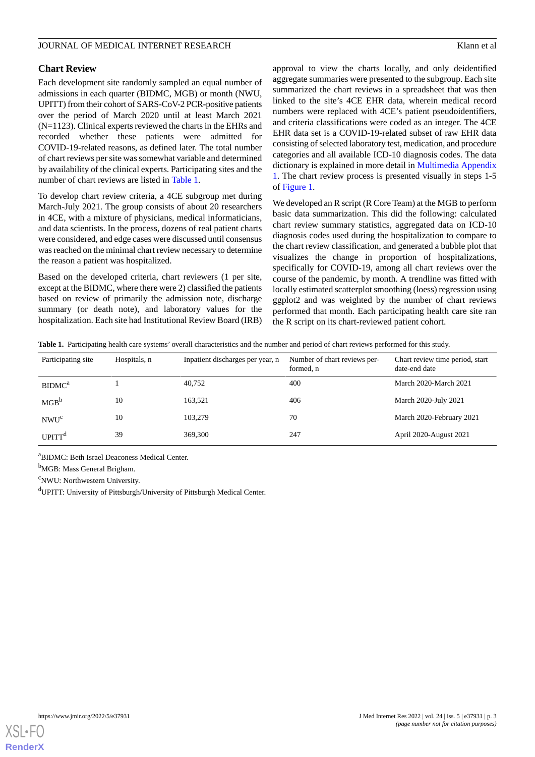## Chart Review

Each development site randomly sampled an equal number of admissions in each quarter (BIDMC, MGB) or month (NWU, UPITT) from their cohort of SARS-CoV-2 PCR-positive patients over the period of March 2020 until at least March 2021 (N=1123). Clinical experts reviewed the charts in the EHRs and recorded whether these patients were admitted for COVID-19-related reasons, as defined later. The total number of chart reviews per site was somewhat variable and determined by availability of the clinical experts. Participating sites and the number of chart reviews are listed in Table 1.

To develop chart review criteria, a 4CE subgroup met during March-July 2021. The group consists of about 20 researchers in 4CE, with a mixture of physicians, medical informaticians, and data scientists. In the process, dozens of real patient charts were considered, and edge cases were discussed until consensus was reached on the minimal chart review necessary to determine the reason a patient was hospitalized.

Based on the developed criteria, chart reviewers (1 per site, except at the BIDMC, where there were 2) classified the patients based on review of primarily the admission note, discharge summary (or death note), and laboratory values for the hospitalization. Each site had Institutional Review Board (IRB) approval to view the charts locally, and only deidentified aggregate summaries were presented to the subgroup. Each site summarized the chart reviews in a spreadsheet that was then linked to the site's 4CE EHR data, wherein medical record numbers were replaced with 4CE's patient pseudoidentifiers, and criteria classifications were coded as an integer. The 4CE EHR data set is a COVID-19-related subset of raw EHR data consisting of selected laboratory test, medication, and procedure categories and all available ICD-10 diagnosis codes. The data dictionary is explained in more detail in Multimedia Appendix 1. The chart review process is presented visually in steps 1-5 of Figure 1.

We developed an R script (R Core Team) at the MGB to perform basic data summarization. This did the following: calculated chart review summary statistics, aggregated data on ICD-10 diagnosis codes used during the hospitalization to compare to the chart review classification, and generated a bubble plot that visualizes the change in proportion of hospitalizations, specifically for COVID-19, among all chart reviews over the course of the pandemic, by month. A trendline was fitted with locally estimated scatterplot smoothing (loess) regression using ggplot2 and was weighted by the number of chart reviews performed that month. Each participating health care site ran the R script on its chart-reviewed patient cohort.

**Table 1.** Participating health care systems' overall characteristics and the number and period of chart reviews performed for this study.

| Participating site | Hospitals, n | Inpatient discharges per year, n | Number of chart reviews performed, n | Chart review time period, start date-end date |
|---|---|---|---|---|
| BIDMC[a] | 1 | 40,752 | 400 | March 2020-March 2021 |
| MGB[b] | 10 | 163,521 | 406 | March 2020-July 2021 |
| NWU[c] | 10 | 103,279 | 70 | March 2020-February 2021 |
| UPITT[d] | 39 | 369,300 | 247 | April 2020-August 2021 |

[a]BIDMC: Beth Israel Deaconess Medical Center.

[b]MGB: Mass General Brigham.

[c]NWU: Northwestern University.

[d]UPITT: University of Pittsburgh/University of Pittsburgh Medical Center.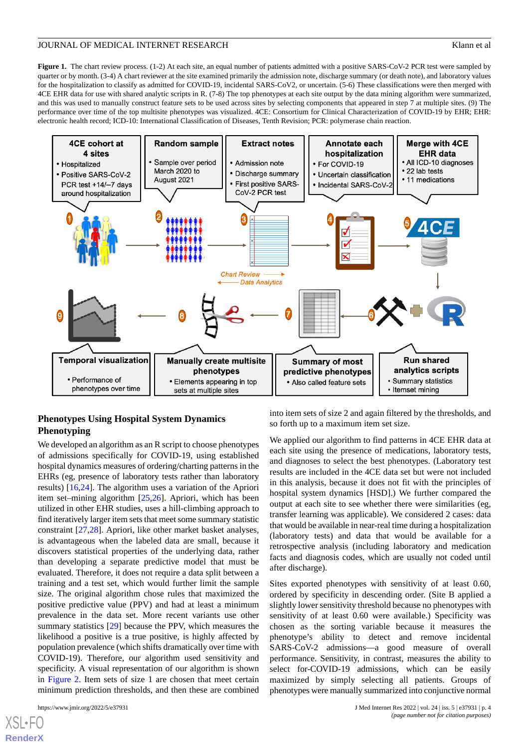**Figure 1.** The chart review process. (1-2) At each site, an equal number of patients admitted with a positive SARS-CoV-2 PCR test were sampled by quarter or by month. (3-4) A chart reviewer at the site examined primarily the admission note, discharge summary (or death note), and laboratory values for the hospitalization to classify as admitted for COVID-19, incidental SARS-CoV2, or uncertain. (5-6) These classifications were then merged with 4CE EHR data for use with shared analytic scripts in R. (7-8) The top phenotypes at each site output by the data mining algorithm were summarized, and this was used to manually construct feature sets to be used across sites by selecting components that appeared in step 7 at multiple sites. (9) The performance over time of the top multisite phenotypes was visualized. 4CE: Consortium for Clinical Characterization of COVID-19 by EHR; EHR: electronic health record; ICD-10: International Classification of Diseases, Tenth Revision; PCR: polymerase chain reaction.

### Phenotypes Using Hospital System Dynamics Phenotyping

We developed an algorithm as an R script to choose phenotypes of admissions specifically for COVID-19, using established hospital dynamics measures of ordering/charting patterns in the EHRs (eg, presence of laboratory tests rather than laboratory results) [16,24]. The algorithm uses a variation of the Apriori item set–mining algorithm [25,26]. Apriori, which has been utilized in other EHR studies, uses a hill-climbing approach to find iteratively larger item sets that meet some summary statistic constraint [27,28]. Apriori, like other market basket analyses, is advantageous when the labeled data are small, because it discovers statistical properties of the underlying data, rather than developing a separate predictive model that must be evaluated. Therefore, it does not require a data split between a training and a test set, which would further limit the sample size. The original algorithm chose rules that maximized the positive predictive value (PPV) and had at least a minimum prevalence in the data set. More recent variants use other summary statistics [29] because the PPV, which measures the likelihood a positive is a true positive, is highly affected by population prevalence (which shifts dramatically over time with COVID-19). Therefore, our algorithm used sensitivity and specificity. A visual representation of our algorithm is shown in Figure 2. Item sets of size 1 are chosen that meet certain minimum prediction thresholds, and then these are combined into item sets of size 2 and again filtered by the thresholds, and so forth up to a maximum item set size.

We applied our algorithm to find patterns in 4CE EHR data at each site using the presence of medications, laboratory tests, and diagnoses to select the best phenotypes. (Laboratory test results are included in the 4CE data set but were not included in this analysis, because it does not fit with the principles of hospital system dynamics [HSD].) We further compared the output at each site to see whether there were similarities (eg, transfer learning was applicable). We considered 2 cases: data that would be available in near-real time during a hospitalization (laboratory tests) and data that would be available for a retrospective analysis (including laboratory and medication facts and diagnosis codes, which are usually not coded until after discharge).

Sites exported phenotypes with sensitivity of at least 0.60, ordered by specificity in descending order. (Site B applied a slightly lower sensitivity threshold because no phenotypes with sensitivity of at least 0.60 were available.) Specificity was chosen as the sorting variable because it measures the phenotype's ability to detect and remove incidental SARS-CoV-2 admissions—a good measure of overall performance. Sensitivity, in contrast, measures the ability to select for-COVID-19 admissions, which can be easily maximized by simply selecting all patients. Groups of phenotypes were manually summarized into conjunctive normal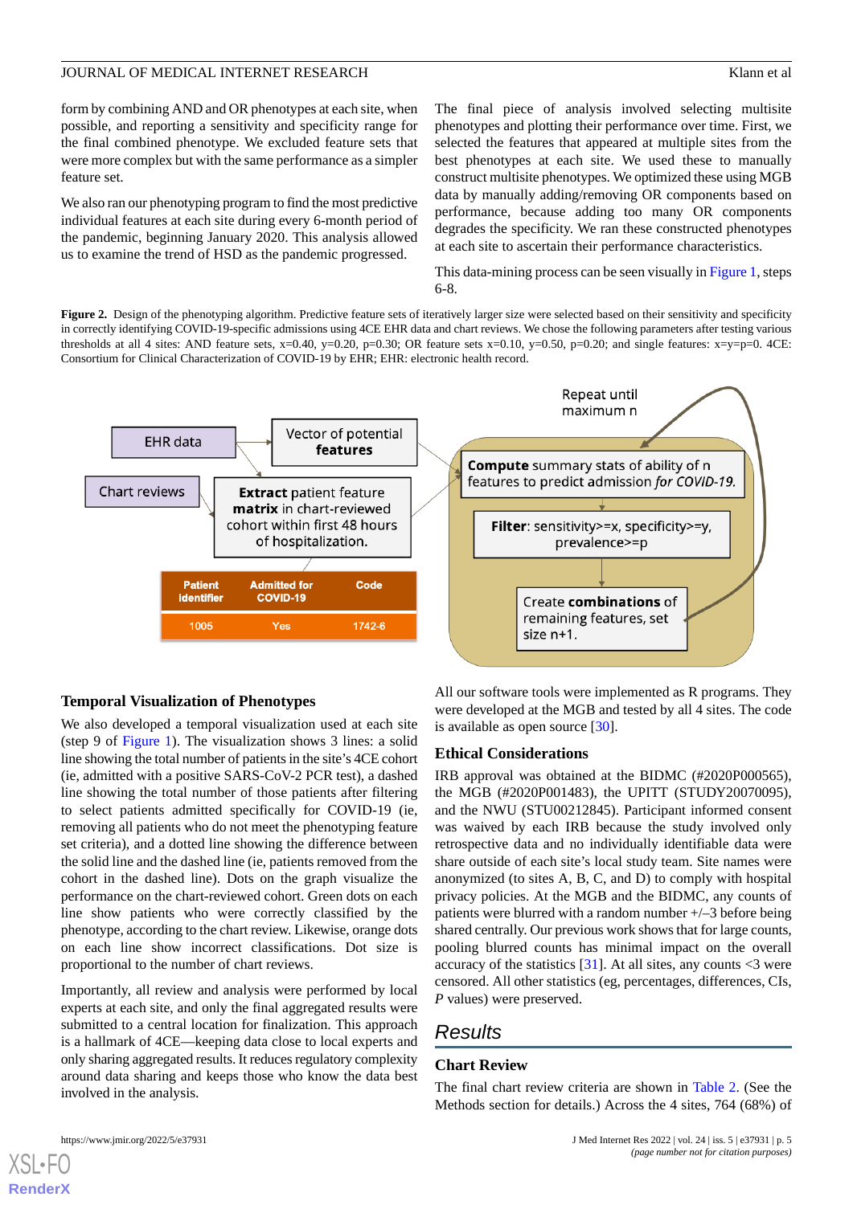form by combining AND and OR phenotypes at each site, when possible, and reporting a sensitivity and specificity range for the final combined phenotype. We excluded feature sets that were more complex but with the same performance as a simpler feature set.

We also ran our phenotyping program to find the most predictive individual features at each site during every 6-month period of the pandemic, beginning January 2020. This analysis allowed us to examine the trend of HSD as the pandemic progressed.

The final piece of analysis involved selecting multisite phenotypes and plotting their performance over time. First, we selected the features that appeared at multiple sites from the best phenotypes at each site. We used these to manually construct multisite phenotypes. We optimized these using MGB data by manually adding/removing OR components based on performance, because adding too many OR components degrades the specificity. We ran these constructed phenotypes at each site to ascertain their performance characteristics.

This data-mining process can be seen visually in Figure 1, steps 6-8.

**Figure 2.** Design of the phenotyping algorithm. Predictive feature sets of iteratively larger size were selected based on their sensitivity and specificity in correctly identifying COVID-19-specific admissions using 4CE EHR data and chart reviews. We chose the following parameters after testing various thresholds at all 4 sites: AND feature sets, x=0.40, y=0.20, p=0.30; OR feature sets x=0.10, y=0.50, p=0.20; and single features: x=y=p=0. 4CE: Consortium for Clinical Characterization of COVID-19 by EHR; EHR: electronic health record.

### Temporal Visualization of Phenotypes

We also developed a temporal visualization used at each site (step 9 of Figure 1). The visualization shows 3 lines: a solid line showing the total number of patients in the site's 4CE cohort (ie, admitted with a positive SARS-CoV-2 PCR test), a dashed line showing the total number of those patients after filtering to select patients admitted specifically for COVID-19 (ie, removing all patients who do not meet the phenotyping feature set criteria), and a dotted line showing the difference between the solid line and the dashed line (ie, patients removed from the cohort in the dashed line). Dots on the graph visualize the performance on the chart-reviewed cohort. Green dots on each line show patients who were correctly classified by the phenotype, according to the chart review. Likewise, orange dots on each line show incorrect classifications. Dot size is proportional to the number of chart reviews.

Importantly, all review and analysis were performed by local experts at each site, and only the final aggregated results were submitted to a central location for finalization. This approach is a hallmark of 4CE—keeping data close to local experts and only sharing aggregated results. It reduces regulatory complexity around data sharing and keeps those who know the data best involved in the analysis.

All our software tools were implemented as R programs. They were developed at the MGB and tested by all 4 sites. The code is available as open source [30].

### Ethical Considerations

IRB approval was obtained at the BIDMC (#2020P000565), the MGB (#2020P001483), the UPITT (STUDY20070095), and the NWU (STU00212845). Participant informed consent was waived by each IRB because the study involved only retrospective data and no individually identifiable data were share outside of each site's local study team. Site names were anonymized (to sites A, B, C, and D) to comply with hospital privacy policies. At the MGB and the BIDMC, any counts of patients were blurred with a random number +/–3 before being shared centrally. Our previous work shows that for large counts, pooling blurred counts has minimal impact on the overall accuracy of the statistics [31]. At all sites, any counts <3 were censored. All other statistics (eg, percentages, differences, CIs, *P* values) were preserved.

## Results

### Chart Review

The final chart review criteria are shown in Table 2. (See the Methods section for details.) Across the 4 sites, 764 (68%) of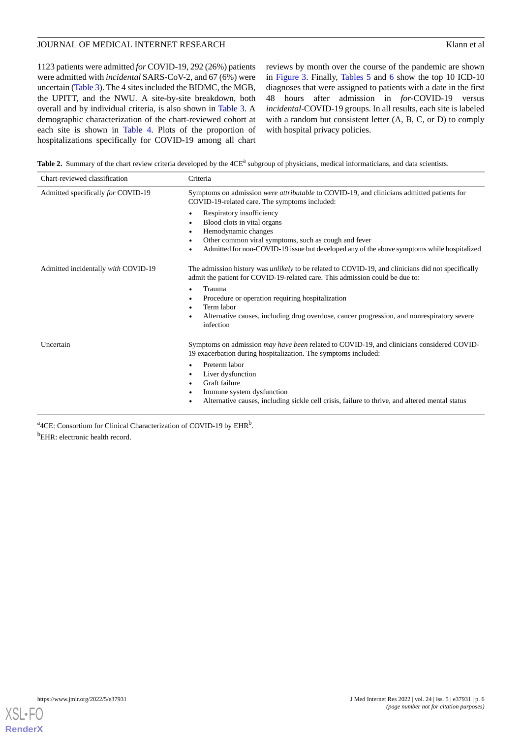1123 patients were admitted *for* COVID-19, 292 (26%) patients were admitted with *incidental* SARS-CoV-2, and 67 (6%) were uncertain (Table 3). The 4 sites included the BIDMC, the MGB, the UPITT, and the NWU. A site-by-site breakdown, both overall and by individual criteria, is also shown in Table 3. A demographic characterization of the chart-reviewed cohort at each site is shown in Table 4. Plots of the proportion of hospitalizations specifically for COVID-19 among all chart reviews by month over the course of the pandemic are shown in Figure 3. Finally, Tables 5 and 6 show the top 10 ICD-10 diagnoses that were assigned to patients with a date in the first 48 hours after admission in *for*-COVID-19 versus *incidental*-COVID-19 groups. In all results, each site is labeled with a random but consistent letter (A, B, C, or D) to comply with hospital privacy policies.

**Table 2.** Summary of the chart review criteria developed by the 4CE[a] subgroup of physicians, medical informaticians, and data scientists.

| Chart-reviewed classification | Criteria |
|---|---|
| Admitted specifically *for* COVID-19 | Symptoms on admission *were attributable* to COVID-19, and clinicians admitted patients for COVID-19-related care. The symptoms included: • Respiratory insufficiency • Blood clots in vital organs • Hemodynamic changes • Other common viral symptoms, such as cough and fever • Admitted for non-COVID-19 issue but developed any of the above symptoms while hospitalized |
| Admitted incidentally *with* COVID-19 | The admission history was *unlikely* to be related to COVID-19, and clinicians did not specifically admit the patient for COVID-19-related care. This admission could be due to: • Trauma • Procedure or operation requiring hospitalization • Term labor • Alternative causes, including drug overdose, cancer progression, and nonrespiratory severe infection |
| Uncertain | Symptoms on admission *may have been* related to COVID-19, and clinicians considered COVID-19 exacerbation during hospitalization. The symptoms included: • Preterm labor • Liver dysfunction • Graft failure • Immune system dysfunction • Alternative causes, including sickle cell crisis, failure to thrive, and altered mental status |

[a]4CE: Consortium for Clinical Characterization of COVID-19 by EHR[b].

[b]EHR: electronic health record.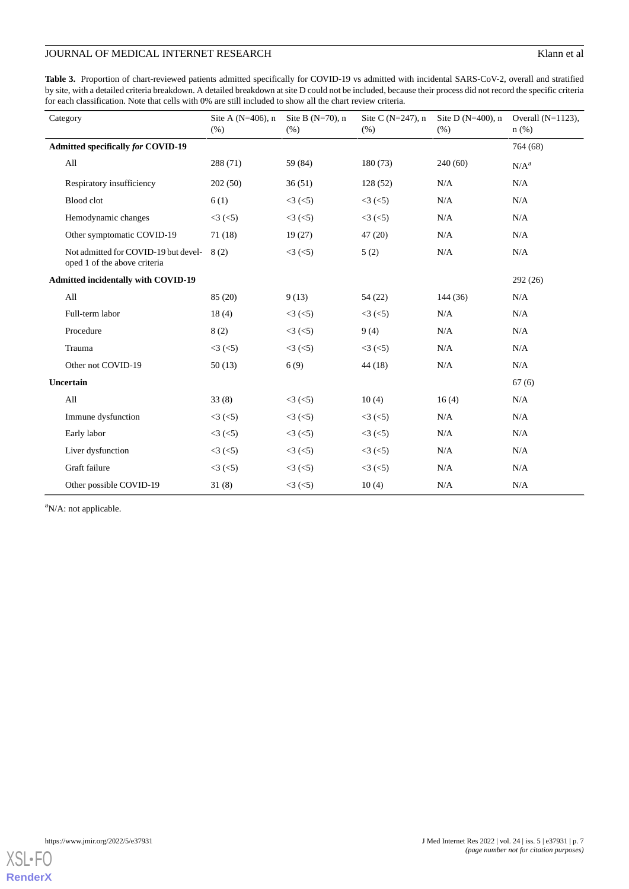**Table 3.** Proportion of chart-reviewed patients admitted specifically for COVID-19 vs admitted with incidental SARS-CoV-2, overall and stratified by site, with a detailed criteria breakdown. A detailed breakdown at site D could not be included, because their process did not record the specific criteria for each classification. Note that cells with 0% are still included to show all the chart review criteria.

| Category | Site A (N=406), n (%) | Site B (N=70), n (%) | Site C (N=247), n (%) | Site D (N=400), n (%) | Overall (N=1123), n (%) |
|---|---|---|---|---|---|
| **Admitted specifically *for* COVID-19** | | | | | 764 (68) |
| All | 288 (71) | 59 (84) | 180 (73) | 240 (60) | N/A[a] |
| Respiratory insufficiency | 202 (50) | 36 (51) | 128 (52) | N/A | N/A |
| Blood clot | 6 (1) | <3 (<5) | <3 (<5) | N/A | N/A |
| Hemodynamic changes | <3 (<5) | <3 (<5) | <3 (<5) | N/A | N/A |
| Other symptomatic COVID-19 | 71 (18) | 19 (27) | 47 (20) | N/A | N/A |
| Not admitted for COVID-19 but developed 1 of the above criteria | 8 (2) | <3 (<5) | 5 (2) | N/A | N/A |
| **Admitted incidentally with COVID-19** | | | | | 292 (26) |
| All | 85 (20) | 9 (13) | 54 (22) | 144 (36) | N/A |
| Full-term labor | 18 (4) | <3 (<5) | <3 (<5) | N/A | N/A |
| Procedure | 8 (2) | <3 (<5) | 9 (4) | N/A | N/A |
| Trauma | <3 (<5) | <3 (<5) | <3 (<5) | N/A | N/A |
| Other not COVID-19 | 50 (13) | 6 (9) | 44 (18) | N/A | N/A |
| **Uncertain** | | | | | 67 (6) |
| All | 33 (8) | <3 (<5) | 10 (4) | 16 (4) | N/A |
| Immune dysfunction | <3 (<5) | <3 (<5) | <3 (<5) | N/A | N/A |
| Early labor | <3 (<5) | <3 (<5) | <3 (<5) | N/A | N/A |
| Liver dysfunction | <3 (<5) | <3 (<5) | <3 (<5) | N/A | N/A |
| Graft failure | <3 (<5) | <3 (<5) | <3 (<5) | N/A | N/A |
| Other possible COVID-19 | 31 (8) | <3 (<5) | 10 (4) | N/A | N/A |

[a]N/A: not applicable.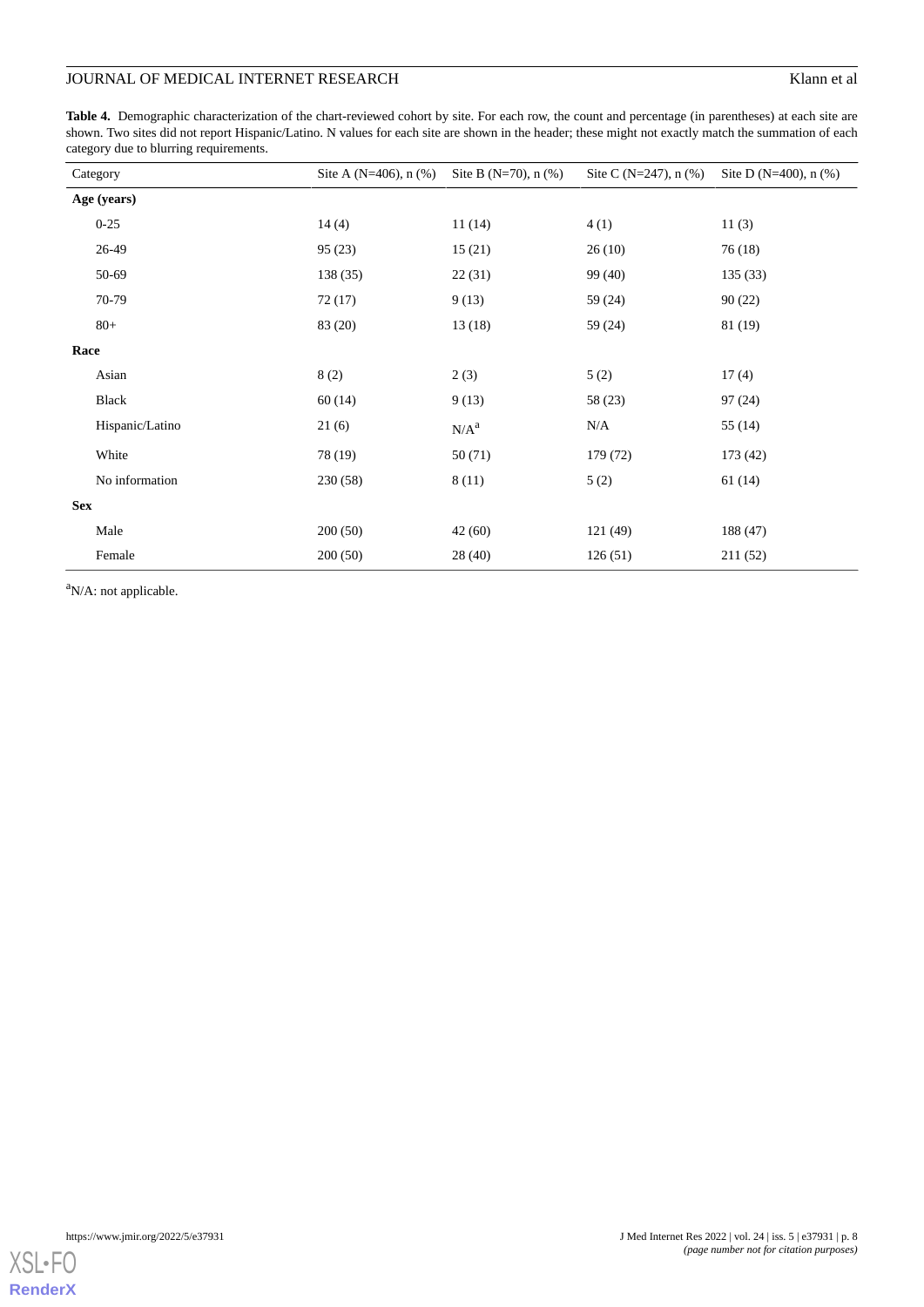**Table 4.** Demographic characterization of the chart-reviewed cohort by site. For each row, the count and percentage (in parentheses) at each site are shown. Two sites did not report Hispanic/Latino. N values for each site are shown in the header; these might not exactly match the summation of each category due to blurring requirements.

| Category | Site A (N=406), n (%) | Site B (N=70), n (%) | Site C (N=247), n (%) | Site D (N=400), n (%) |
|---|---|---|---|---|
| **Age (years)** | | | | |
| 0-25 | 14 (4) | 11 (14) | 4 (1) | 11 (3) |
| 26-49 | 95 (23) | 15 (21) | 26 (10) | 76 (18) |
| 50-69 | 138 (35) | 22 (31) | 99 (40) | 135 (33) |
| 70-79 | 72 (17) | 9 (13) | 59 (24) | 90 (22) |
| 80+ | 83 (20) | 13 (18) | 59 (24) | 81 (19) |
| **Race** | | | | |
| Asian | 8 (2) | 2 (3) | 5 (2) | 17 (4) |
| Black | 60 (14) | 9 (13) | 58 (23) | 97 (24) |
| Hispanic/Latino | 21 (6) | N/A[a] | N/A | 55 (14) |
| White | 78 (19) | 50 (71) | 179 (72) | 173 (42) |
| No information | 230 (58) | 8 (11) | 5 (2) | 61 (14) |
| **Sex** | | | | |
| Male | 200 (50) | 42 (60) | 121 (49) | 188 (47) |
| Female | 200 (50) | 28 (40) | 126 (51) | 211 (52) |

[a]N/A: not applicable.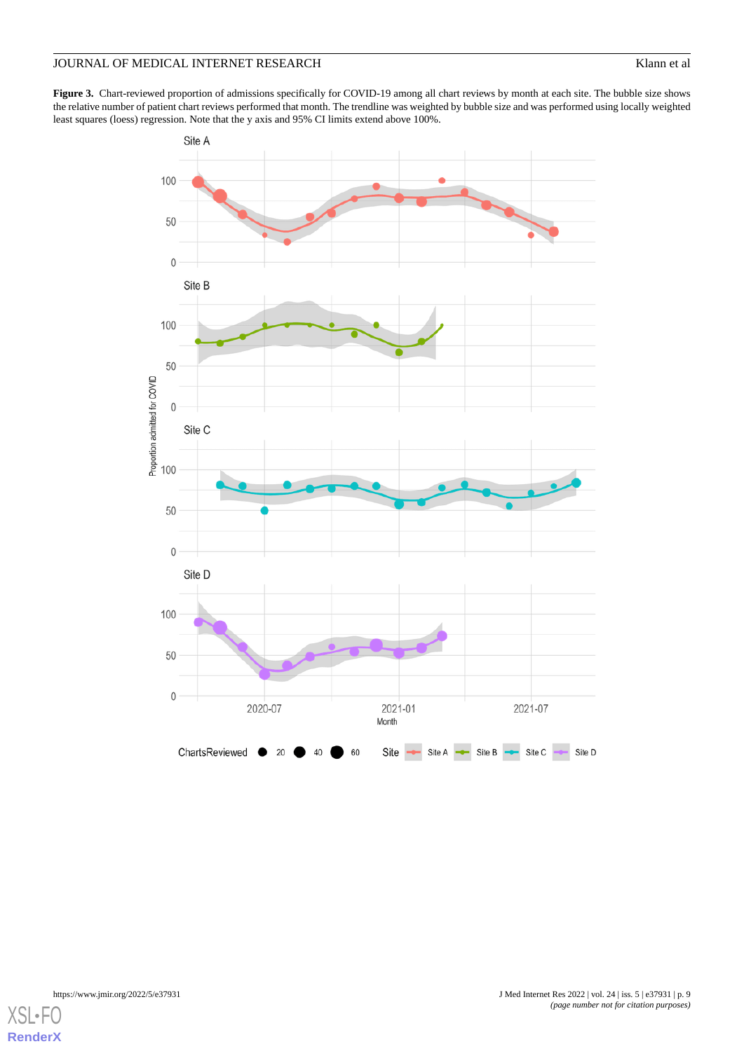**Figure 3.** Chart-reviewed proportion of admissions specifically for COVID-19 among all chart reviews by month at each site. The bubble size shows the relative number of patient chart reviews performed that month. The trendline was weighted by bubble size and was performed using locally weighted least squares (loess) regression. Note that the y axis and 95% CI limits extend above 100%.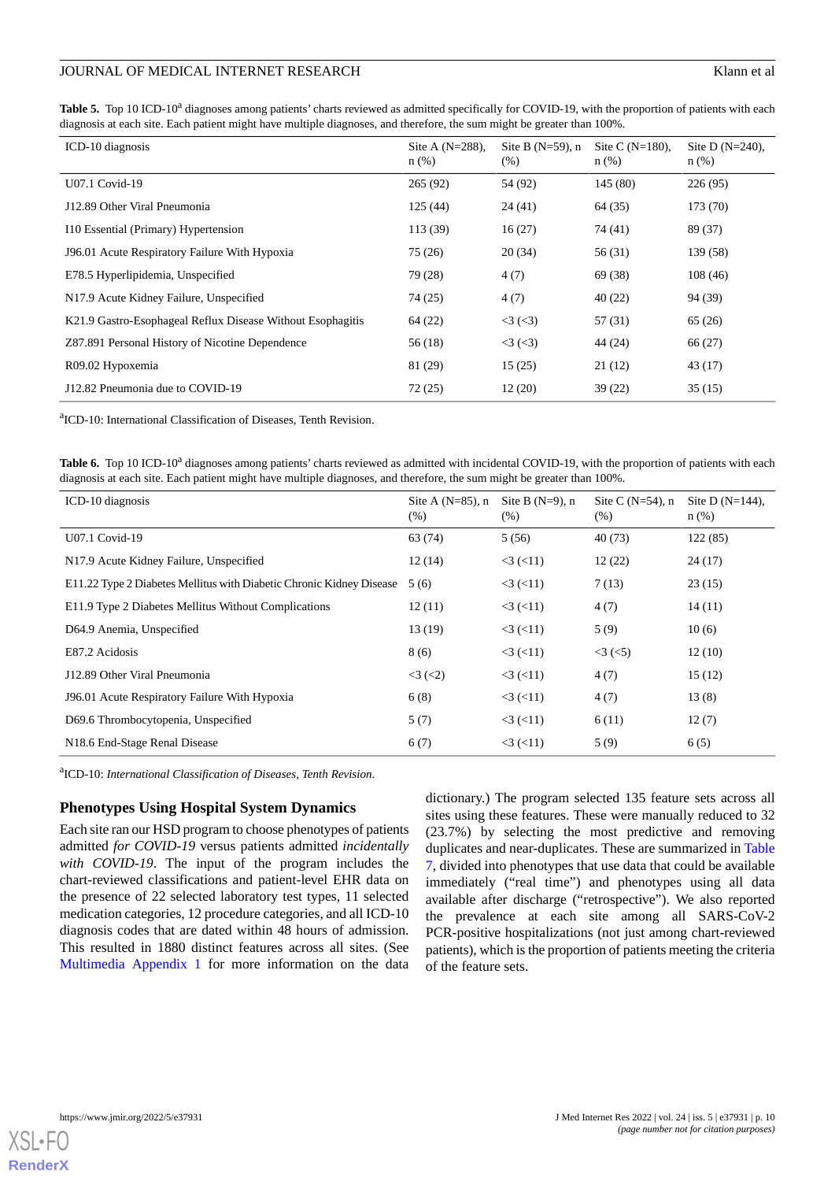**Table 5.** Top 10 ICD-10[a] diagnoses among patients' charts reviewed as admitted specifically for COVID-19, with the proportion of patients with each diagnosis at each site. Each patient might have multiple diagnoses, and therefore, the sum might be greater than 100%.

| ICD-10 diagnosis | Site A (N=288), n (%) | Site B (N=59), n (%) | Site C (N=180), n (%) | Site D (N=240), n (%) |
|---|---|---|---|---|
| U07.1 Covid-19 | 265 (92) | 54 (92) | 145 (80) | 226 (95) |
| J12.89 Other Viral Pneumonia | 125 (44) | 24 (41) | 64 (35) | 173 (70) |
| I10 Essential (Primary) Hypertension | 113 (39) | 16 (27) | 74 (41) | 89 (37) |
| J96.01 Acute Respiratory Failure With Hypoxia | 75 (26) | 20 (34) | 56 (31) | 139 (58) |
| E78.5 Hyperlipidemia, Unspecified | 79 (28) | 4 (7) | 69 (38) | 108 (46) |
| N17.9 Acute Kidney Failure, Unspecified | 74 (25) | 4 (7) | 40 (22) | 94 (39) |
| K21.9 Gastro-Esophageal Reflux Disease Without Esophagitis | 64 (22) | <3 (<3) | 57 (31) | 65 (26) |
| Z87.891 Personal History of Nicotine Dependence | 56 (18) | <3 (<3) | 44 (24) | 66 (27) |
| R09.02 Hypoxemia | 81 (29) | 15 (25) | 21 (12) | 43 (17) |
| J12.82 Pneumonia due to COVID-19 | 72 (25) | 12 (20) | 39 (22) | 35 (15) |

[a]ICD-10: International Classification of Diseases, Tenth Revision.

**Table 6.** Top 10 ICD-10[a] diagnoses among patients' charts reviewed as admitted with incidental COVID-19, with the proportion of patients with each diagnosis at each site. Each patient might have multiple diagnoses, and therefore, the sum might be greater than 100%.

| ICD-10 diagnosis | Site A (N=85), n (%) | Site B (N=9), n (%) | Site C (N=54), n (%) | Site D (N=144), n (%) |
|---|---|---|---|---|
| U07.1 Covid-19 | 63 (74) | 5 (56) | 40 (73) | 122 (85) |
| N17.9 Acute Kidney Failure, Unspecified | 12 (14) | <3 (<11) | 12 (22) | 24 (17) |
| E11.22 Type 2 Diabetes Mellitus with Diabetic Chronic Kidney Disease | 5 (6) | <3 (<11) | 7 (13) | 23 (15) |
| E11.9 Type 2 Diabetes Mellitus Without Complications | 12 (11) | <3 (<11) | 4 (7) | 14 (11) |
| D64.9 Anemia, Unspecified | 13 (19) | <3 (<11) | 5 (9) | 10 (6) |
| E87.2 Acidosis | 8 (6) | <3 (<11) | <3 (<5) | 12 (10) |
| J12.89 Other Viral Pneumonia | <3 (<2) | <3 (<11) | 4 (7) | 15 (12) |
| J96.01 Acute Respiratory Failure With Hypoxia | 6 (8) | <3 (<11) | 4 (7) | 13 (8) |
| D69.6 Thrombocytopenia, Unspecified | 5 (7) | <3 (<11) | 6 (11) | 12 (7) |
| N18.6 End-Stage Renal Disease | 6 (7) | <3 (<11) | 5 (9) | 6 (5) |

[a]ICD-10: *International Classification of Diseases, Tenth Revision.*

### Phenotypes Using Hospital System Dynamics

Each site ran our HSD program to choose phenotypes of patients admitted *for COVID-19* versus patients admitted *incidentally with COVID-19*. The input of the program includes the chart-reviewed classifications and patient-level EHR data on the presence of 22 selected laboratory test types, 11 selected medication categories, 12 procedure categories, and all ICD-10 diagnosis codes that are dated within 48 hours of admission. This resulted in 1880 distinct features across all sites. (See Multimedia Appendix 1 for more information on the data dictionary.) The program selected 135 feature sets across all sites using these features. These were manually reduced to 32 (23.7%) by selecting the most predictive and removing duplicates and near-duplicates. These are summarized in Table 7, divided into phenotypes that use data that could be available immediately ("real time") and phenotypes using all data available after discharge ("retrospective"). We also reported the prevalence at each site among all SARS-CoV-2 PCR-positive hospitalizations (not just among chart-reviewed patients), which is the proportion of patients meeting the criteria of the feature sets.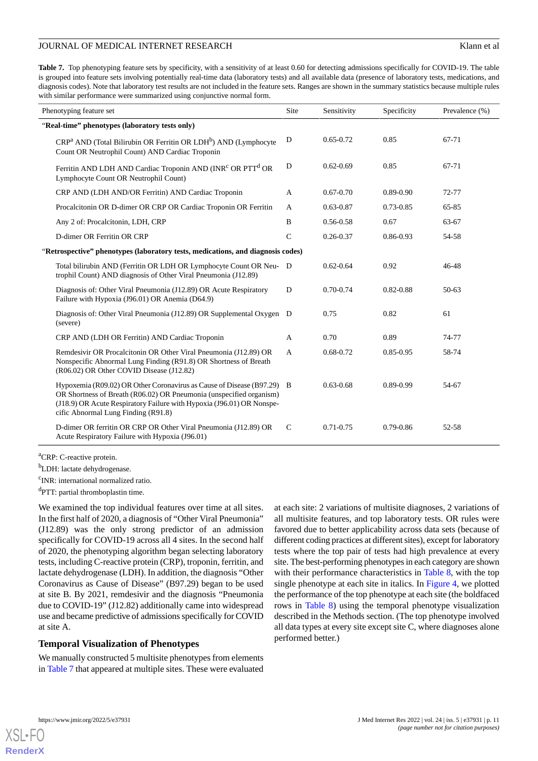**Table 7.** Top phenotyping feature sets by specificity, with a sensitivity of at least 0.60 for detecting admissions specifically for COVID-19. The table is grouped into feature sets involving potentially real-time data (laboratory tests) and all available data (presence of laboratory tests, medications, and diagnosis codes). Note that laboratory test results are not included in the feature sets. Ranges are shown in the summary statistics because multiple rules with similar performance were summarized using conjunctive normal form.

| Phenotyping feature set | Site | Sensitivity | Specificity | Prevalence (%) |
|---|---|---|---|---|
| **"Real-time" phenotypes (laboratory tests only)** | | | | |
| CRP[a] AND (Total Bilirubin OR Ferritin OR LDH[b]) AND (Lymphocyte Count OR Neutrophil Count) AND Cardiac Troponin | D | 0.65-0.72 | 0.85 | 67-71 |
| Ferritin AND LDH AND Cardiac Troponin AND (INR[c] OR PTT[d] OR Lymphocyte Count OR Neutrophil Count) | D | 0.62-0.69 | 0.85 | 67-71 |
| CRP AND (LDH AND/OR Ferritin) AND Cardiac Troponin | A | 0.67-0.70 | 0.89-0.90 | 72-77 |
| Procalcitonin OR D-dimer OR CRP OR Cardiac Troponin OR Ferritin | A | 0.63-0.87 | 0.73-0.85 | 65-85 |
| Any 2 of: Procalcitonin, LDH, CRP | B | 0.56-0.58 | 0.67 | 63-67 |
| D-dimer OR Ferritin OR CRP | C | 0.26-0.37 | 0.86-0.93 | 54-58 |
| **"Retrospective" phenotypes (laboratory tests, medications, and diagnosis codes)** | | | | |
| Total bilirubin AND (Ferritin OR LDH OR Lymphocyte Count OR Neutrophil Count) AND diagnosis of Other Viral Pneumonia (J12.89) | D | 0.62-0.64 | 0.92 | 46-48 |
| Diagnosis of: Other Viral Pneumonia (J12.89) OR Acute Respiratory Failure with Hypoxia (J96.01) OR Anemia (D64.9) | D | 0.70-0.74 | 0.82-0.88 | 50-63 |
| Diagnosis of: Other Viral Pneumonia (J12.89) OR Supplemental Oxygen (severe) | D | 0.75 | 0.82 | 61 |
| CRP AND (LDH OR Ferritin) AND Cardiac Troponin | A | 0.70 | 0.89 | 74-77 |
| Remdesivir OR Procalcitonin OR Other Viral Pneumonia (J12.89) OR Nonspecific Abnormal Lung Finding (R91.8) OR Shortness of Breath (R06.02) OR Other COVID Disease (J12.82) | A | 0.68-0.72 | 0.85-0.95 | 58-74 |
| Hypoxemia (R09.02) OR Other Coronavirus as Cause of Disease (B97.29) OR Shortness of Breath (R06.02) OR Pneumonia (unspecified organism) (J18.9) OR Acute Respiratory Failure with Hypoxia (J96.01) OR Nonspecific Abnormal Lung Finding (R91.8) | B | 0.63-0.68 | 0.89-0.99 | 54-67 |
| D-dimer OR ferritin OR CRP OR Other Viral Pneumonia (J12.89) OR Acute Respiratory Failure with Hypoxia (J96.01) | C | 0.71-0.75 | 0.79-0.86 | 52-58 |

[a]CRP: C-reactive protein.

[b]LDH: lactate dehydrogenase.

[c]INR: international normalized ratio.

[d]PTT: partial thromboplastin time.

We examined the top individual features over time at all sites. In the first half of 2020, a diagnosis of "Other Viral Pneumonia" (J12.89) was the only strong predictor of an admission specifically for COVID-19 across all 4 sites. In the second half of 2020, the phenotyping algorithm began selecting laboratory tests, including C-reactive protein (CRP), troponin, ferritin, and lactate dehydrogenase (LDH). In addition, the diagnosis "Other Coronavirus as Cause of Disease" (B97.29) began to be used at site B. By 2021, remdesivir and the diagnosis "Pneumonia due to COVID-19" (J12.82) additionally came into widespread use and became predictive of admissions specifically for COVID at site A.

## Temporal Visualization of Phenotypes

We manually constructed 5 multisite phenotypes from elements in Table 7 that appeared at multiple sites. These were evaluated at each site: 2 variations of multisite diagnoses, 2 variations of all multisite features, and top laboratory tests. OR rules were favored due to better applicability across data sets (because of different coding practices at different sites), except for laboratory tests where the top pair of tests had high prevalence at every site. The best-performing phenotypes in each category are shown with their performance characteristics in Table 8, with the top single phenotype at each site in italics. In Figure 4, we plotted the performance of the top phenotype at each site (the boldfaced rows in Table 8) using the temporal phenotype visualization described in the Methods section. (The top phenotype involved all data types at every site except site C, where diagnoses alone performed better.)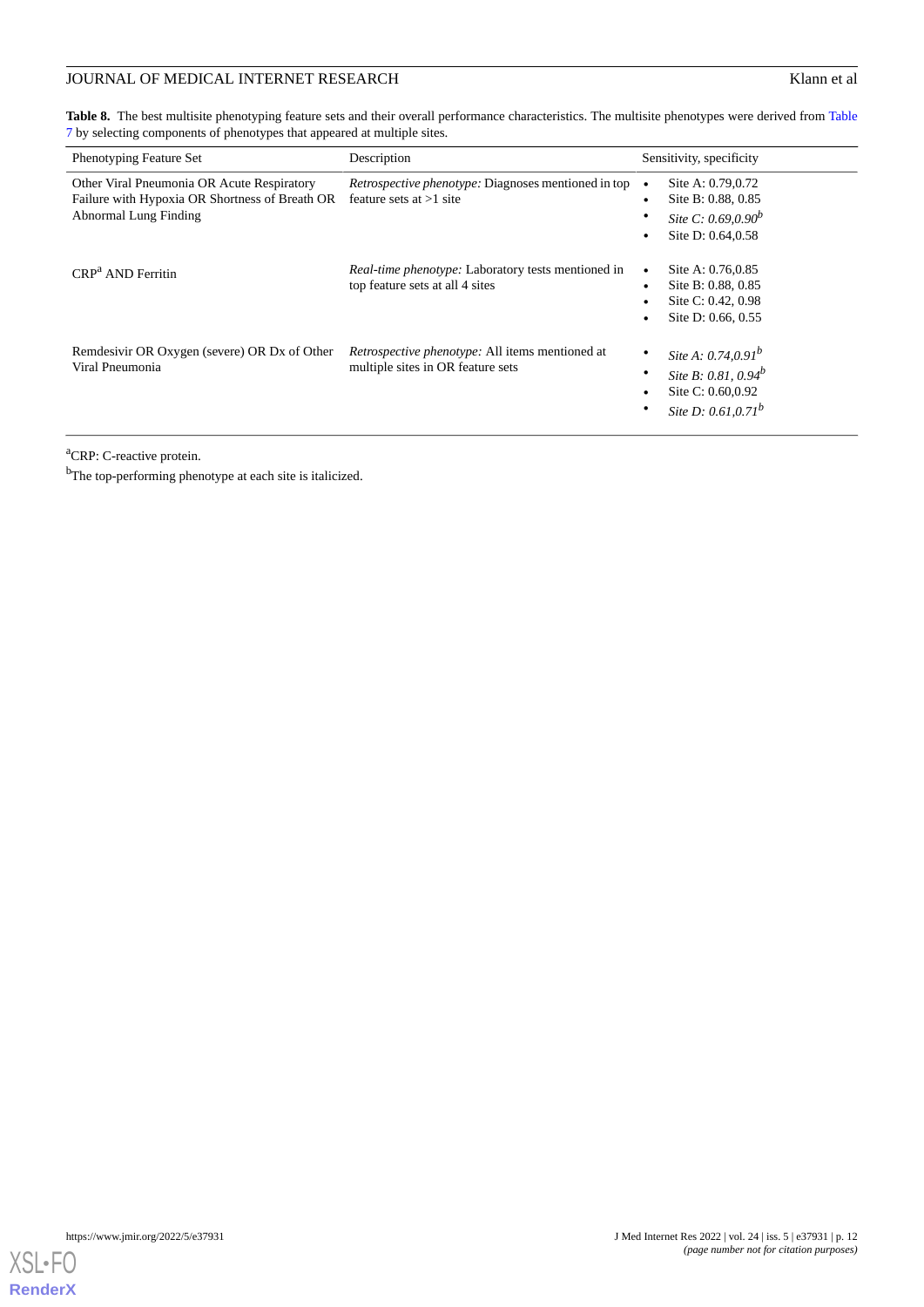**Table 8.** The best multisite phenotyping feature sets and their overall performance characteristics. The multisite phenotypes were derived from Table 7 by selecting components of phenotypes that appeared at multiple sites.

| Phenotyping Feature Set | Description | Sensitivity, specificity |
|---|---|---|
| Other Viral Pneumonia OR Acute Respiratory Failure with Hypoxia OR Shortness of Breath OR Abnormal Lung Finding | *Retrospective phenotype:* Diagnoses mentioned in top feature sets at >1 site | • Site A: 0.79,0.72<br>• Site B: 0.88, 0.85<br>• *Site C: 0.69,0.90*[b]<br>• Site D: 0.64,0.58 |
| CRP[a] AND Ferritin | *Real-time phenotype:* Laboratory tests mentioned in top feature sets at all 4 sites | • Site A: 0.76,0.85<br>• Site B: 0.88, 0.85<br>• Site C: 0.42, 0.98<br>• Site D: 0.66, 0.55 |
| Remdesivir OR Oxygen (severe) OR Dx of Other Viral Pneumonia | *Retrospective phenotype:* All items mentioned at multiple sites in OR feature sets | • *Site A: 0.74,0.91*[b]<br>• *Site B: 0.81, 0.94*[b]<br>• Site C: 0.60,0.92<br>• *Site D: 0.61,0.71*[b] |

[a]CRP: C-reactive protein.

[b]The top-performing phenotype at each site is italicized.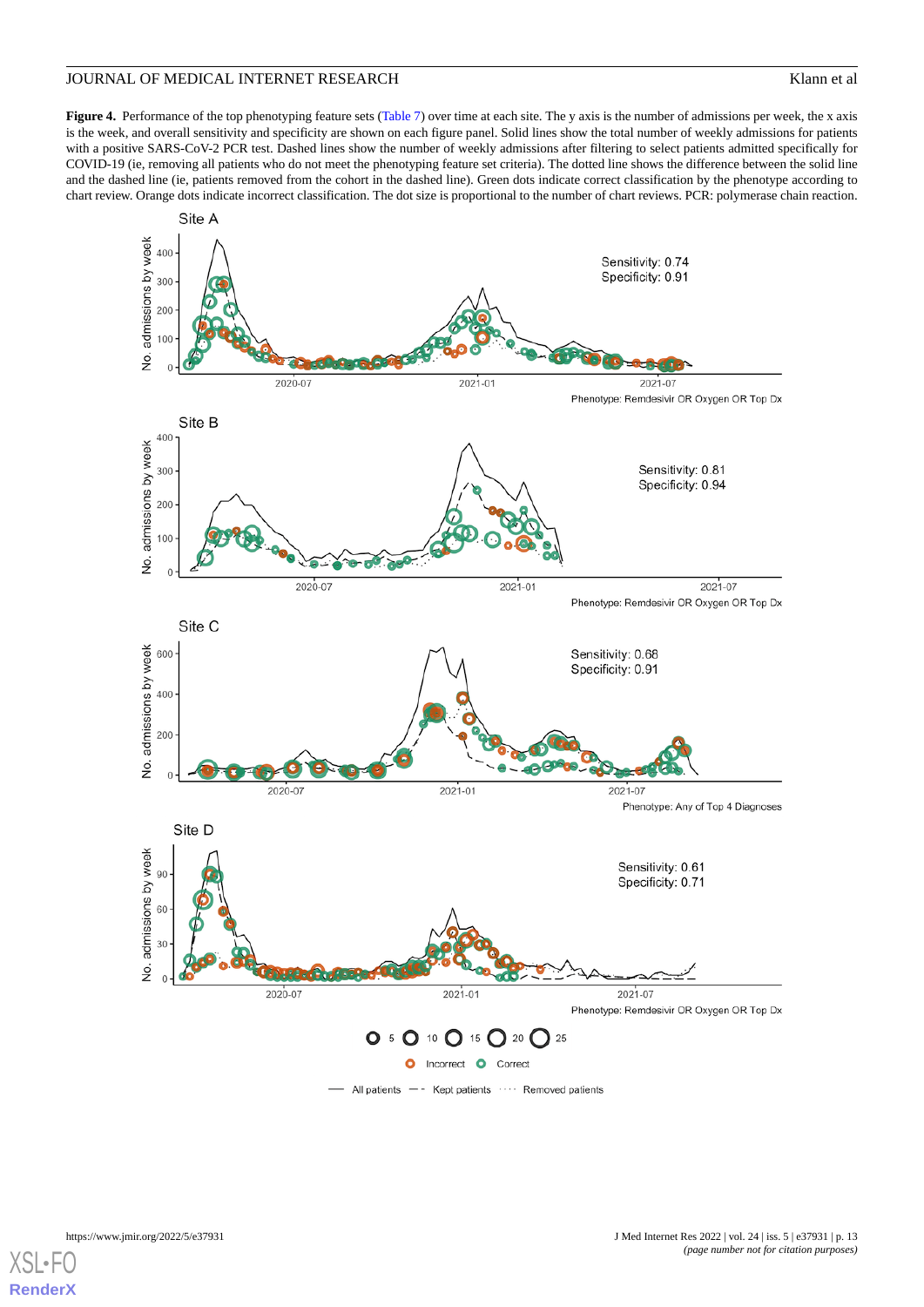**Figure 4.** Performance of the top phenotyping feature sets (Table 7) over time at each site. The y axis is the number of admissions per week, the x axis is the week, and overall sensitivity and specificity are shown on each figure panel. Solid lines show the total number of weekly admissions for patients with a positive SARS-CoV-2 PCR test. Dashed lines show the number of weekly admissions after filtering to select patients admitted specifically for COVID-19 (ie, removing all patients who do not meet the phenotyping feature set criteria). The dotted line shows the difference between the solid line and the dashed line (ie, patients removed from the cohort in the dashed line). Green dots indicate correct classification by the phenotype according to chart review. Orange dots indicate incorrect classification. The dot size is proportional to the number of chart reviews. PCR: polymerase chain reaction.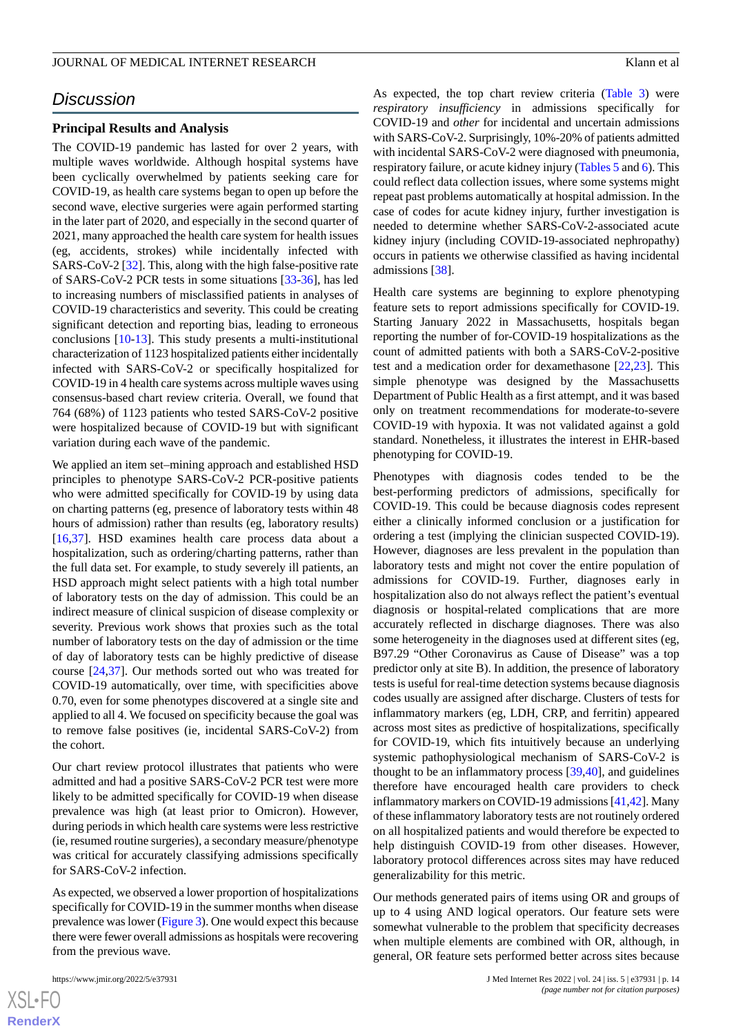## Discussion

### Principal Results and Analysis

The COVID-19 pandemic has lasted for over 2 years, with multiple waves worldwide. Although hospital systems have been cyclically overwhelmed by patients seeking care for COVID-19, as health care systems began to open up before the second wave, elective surgeries were again performed starting in the later part of 2020, and especially in the second quarter of 2021, many approached the health care system for health issues (eg, accidents, strokes) while incidentally infected with SARS-CoV-2 [32]. This, along with the high false-positive rate of SARS-CoV-2 PCR tests in some situations [33-36], has led to increasing numbers of misclassified patients in analyses of COVID-19 characteristics and severity. This could be creating significant detection and reporting bias, leading to erroneous conclusions [10-13]. This study presents a multi-institutional characterization of 1123 hospitalized patients either incidentally infected with SARS-CoV-2 or specifically hospitalized for COVID-19 in 4 health care systems across multiple waves using consensus-based chart review criteria. Overall, we found that 764 (68%) of 1123 patients who tested SARS-CoV-2 positive were hospitalized because of COVID-19 but with significant variation during each wave of the pandemic.

We applied an item set–mining approach and established HSD principles to phenotype SARS-CoV-2 PCR-positive patients who were admitted specifically for COVID-19 by using data on charting patterns (eg, presence of laboratory tests within 48 hours of admission) rather than results (eg, laboratory results) [16,37]. HSD examines health care process data about a hospitalization, such as ordering/charting patterns, rather than the full data set. For example, to study severely ill patients, an HSD approach might select patients with a high total number of laboratory tests on the day of admission. This could be an indirect measure of clinical suspicion of disease complexity or severity. Previous work shows that proxies such as the total number of laboratory tests on the day of admission or the time of day of laboratory tests can be highly predictive of disease course [24,37]. Our methods sorted out who was treated for COVID-19 automatically, over time, with specificities above 0.70, even for some phenotypes discovered at a single site and applied to all 4. We focused on specificity because the goal was to remove false positives (ie, incidental SARS-CoV-2) from the cohort.

Our chart review protocol illustrates that patients who were admitted and had a positive SARS-CoV-2 PCR test were more likely to be admitted specifically for COVID-19 when disease prevalence was high (at least prior to Omicron). However, during periods in which health care systems were less restrictive (ie, resumed routine surgeries), a secondary measure/phenotype was critical for accurately classifying admissions specifically for SARS-CoV-2 infection.

As expected, we observed a lower proportion of hospitalizations specifically for COVID-19 in the summer months when disease prevalence was lower (Figure 3). One would expect this because there were fewer overall admissions as hospitals were recovering from the previous wave.

As expected, the top chart review criteria (Table 3) were *respiratory insufficiency* in admissions specifically for COVID-19 and *other* for incidental and uncertain admissions with SARS-CoV-2. Surprisingly, 10%-20% of patients admitted with incidental SARS-CoV-2 were diagnosed with pneumonia, respiratory failure, or acute kidney injury (Tables 5 and 6). This could reflect data collection issues, where some systems might repeat past problems automatically at hospital admission. In the case of codes for acute kidney injury, further investigation is needed to determine whether SARS-CoV-2-associated acute kidney injury (including COVID-19-associated nephropathy) occurs in patients we otherwise classified as having incidental admissions [38].

Health care systems are beginning to explore phenotyping feature sets to report admissions specifically for COVID-19. Starting January 2022 in Massachusetts, hospitals began reporting the number of for-COVID-19 hospitalizations as the count of admitted patients with both a SARS-CoV-2-positive test and a medication order for dexamethasone [22,23]. This simple phenotype was designed by the Massachusetts Department of Public Health as a first attempt, and it was based only on treatment recommendations for moderate-to-severe COVID-19 with hypoxia. It was not validated against a gold standard. Nonetheless, it illustrates the interest in EHR-based phenotyping for COVID-19.

Phenotypes with diagnosis codes tended to be the best-performing predictors of admissions, specifically for COVID-19. This could be because diagnosis codes represent either a clinically informed conclusion or a justification for ordering a test (implying the clinician suspected COVID-19). However, diagnoses are less prevalent in the population than laboratory tests and might not cover the entire population of admissions for COVID-19. Further, diagnoses early in hospitalization also do not always reflect the patient's eventual diagnosis or hospital-related complications that are more accurately reflected in discharge diagnoses. There was also some heterogeneity in the diagnoses used at different sites (eg, B97.29 "Other Coronavirus as Cause of Disease" was a top predictor only at site B). In addition, the presence of laboratory tests is useful for real-time detection systems because diagnosis codes usually are assigned after discharge. Clusters of tests for inflammatory markers (eg, LDH, CRP, and ferritin) appeared across most sites as predictive of hospitalizations, specifically for COVID-19, which fits intuitively because an underlying systemic pathophysiological mechanism of SARS-CoV-2 is thought to be an inflammatory process [39,40], and guidelines therefore have encouraged health care providers to check inflammatory markers on COVID-19 admissions [41,42]. Many of these inflammatory laboratory tests are not routinely ordered on all hospitalized patients and would therefore be expected to help distinguish COVID-19 from other diseases. However, laboratory protocol differences across sites may have reduced generalizability for this metric.

Our methods generated pairs of items using OR and groups of up to 4 using AND logical operators. Our feature sets were somewhat vulnerable to the problem that specificity decreases when multiple elements are combined with OR, although, in general, OR feature sets performed better across sites because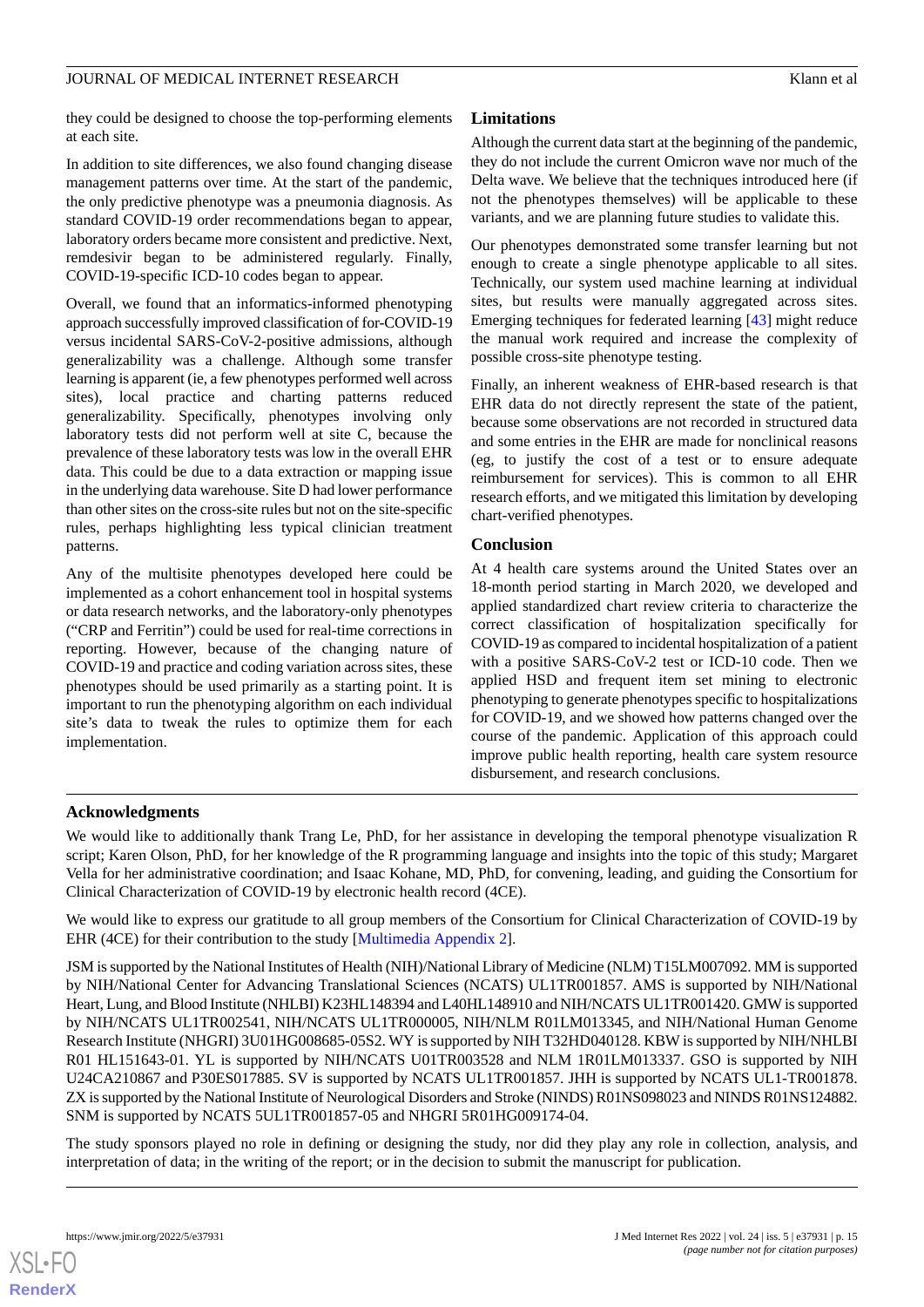they could be designed to choose the top-performing elements at each site.

In addition to site differences, we also found changing disease management patterns over time. At the start of the pandemic, the only predictive phenotype was a pneumonia diagnosis. As standard COVID-19 order recommendations began to appear, laboratory orders became more consistent and predictive. Next, remdesivir began to be administered regularly. Finally, COVID-19-specific ICD-10 codes began to appear.

Overall, we found that an informatics-informed phenotyping approach successfully improved classification of for-COVID-19 versus incidental SARS-CoV-2-positive admissions, although generalizability was a challenge. Although some transfer learning is apparent (ie, a few phenotypes performed well across sites), local practice and charting patterns reduced generalizability. Specifically, phenotypes involving only laboratory tests did not perform well at site C, because the prevalence of these laboratory tests was low in the overall EHR data. This could be due to a data extraction or mapping issue in the underlying data warehouse. Site D had lower performance than other sites on the cross-site rules but not on the site-specific rules, perhaps highlighting less typical clinician treatment patterns.

Any of the multisite phenotypes developed here could be implemented as a cohort enhancement tool in hospital systems or data research networks, and the laboratory-only phenotypes ("CRP and Ferritin") could be used for real-time corrections in reporting. However, because of the changing nature of COVID-19 and practice and coding variation across sites, these phenotypes should be used primarily as a starting point. It is important to run the phenotyping algorithm on each individual site's data to tweak the rules to optimize them for each implementation.

## Limitations

Although the current data start at the beginning of the pandemic, they do not include the current Omicron wave nor much of the Delta wave. We believe that the techniques introduced here (if not the phenotypes themselves) will be applicable to these variants, and we are planning future studies to validate this.

Our phenotypes demonstrated some transfer learning but not enough to create a single phenotype applicable to all sites. Technically, our system used machine learning at individual sites, but results were manually aggregated across sites. Emerging techniques for federated learning [43] might reduce the manual work required and increase the complexity of possible cross-site phenotype testing.

Finally, an inherent weakness of EHR-based research is that EHR data do not directly represent the state of the patient, because some observations are not recorded in structured data and some entries in the EHR are made for nonclinical reasons (eg, to justify the cost of a test or to ensure adequate reimbursement for services). This is common to all EHR research efforts, and we mitigated this limitation by developing chart-verified phenotypes.

## Conclusion

At 4 health care systems around the United States over an 18-month period starting in March 2020, we developed and applied standardized chart review criteria to characterize the correct classification of hospitalization specifically for COVID-19 as compared to incidental hospitalization of a patient with a positive SARS-CoV-2 test or ICD-10 code. Then we applied HSD and frequent item set mining to electronic phenotyping to generate phenotypes specific to hospitalizations for COVID-19, and we showed how patterns changed over the course of the pandemic. Application of this approach could improve public health reporting, health care system resource disbursement, and research conclusions.

## Acknowledgments

We would like to additionally thank Trang Le, PhD, for her assistance in developing the temporal phenotype visualization R script; Karen Olson, PhD, for her knowledge of the R programming language and insights into the topic of this study; Margaret Vella for her administrative coordination; and Isaac Kohane, MD, PhD, for convening, leading, and guiding the Consortium for Clinical Characterization of COVID-19 by electronic health record (4CE).

We would like to express our gratitude to all group members of the Consortium for Clinical Characterization of COVID-19 by EHR (4CE) for their contribution to the study [Multimedia Appendix 2].

JSM is supported by the National Institutes of Health (NIH)/National Library of Medicine (NLM) T15LM007092. MM is supported by NIH/National Center for Advancing Translational Sciences (NCATS) UL1TR001857. AMS is supported by NIH/National Heart, Lung, and Blood Institute (NHLBI) K23HL148394 and L40HL148910 and NIH/NCATS UL1TR001420. GMW is supported by NIH/NCATS UL1TR002541, NIH/NCATS UL1TR000005, NIH/NLM R01LM013345, and NIH/National Human Genome Research Institute (NHGRI) 3U01HG008685-05S2. WY is supported by NIH T32HD040128. KBW is supported by NIH/NHLBI R01 HL151643-01. YL is supported by NIH/NCATS U01TR003528 and NLM 1R01LM013337. GSO is supported by NIH U24CA210867 and P30ES017885. SV is supported by NCATS UL1TR001857. JHH is supported by NCATS UL1-TR001878. ZX is supported by the National Institute of Neurological Disorders and Stroke (NINDS) R01NS098023 and NINDS R01NS124882. SNM is supported by NCATS 5UL1TR001857-05 and NHGRI 5R01HG009174-04.

The study sponsors played no role in defining or designing the study, nor did they play any role in collection, analysis, and interpretation of data; in the writing of the report; or in the decision to submit the manuscript for publication.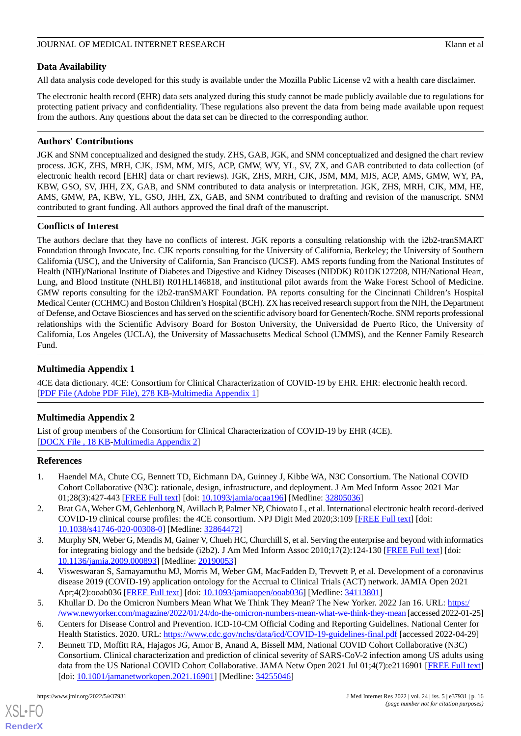## Data Availability

All data analysis code developed for this study is available under the Mozilla Public License v2 with a health care disclaimer.

The electronic health record (EHR) data sets analyzed during this study cannot be made publicly available due to regulations for protecting patient privacy and confidentiality. These regulations also prevent the data from being made available upon request from the authors. Any questions about the data set can be directed to the corresponding author.

## Authors' Contributions

JGK and SNM conceptualized and designed the study. ZHS, GAB, JGK, and SNM conceptualized and designed the chart review process. JGK, ZHS, MRH, CJK, JSM, MM, MJS, ACP, GMW, WY, YL, SV, ZX, and GAB contributed to data collection (of electronic health record [EHR] data or chart reviews). JGK, ZHS, MRH, CJK, JSM, MM, MJS, ACP, AMS, GMW, WY, PA, KBW, GSO, SV, JHH, ZX, GAB, and SNM contributed to data analysis or interpretation. JGK, ZHS, MRH, CJK, MM, HE, AMS, GMW, PA, KBW, YL, GSO, JHH, ZX, GAB, and SNM contributed to drafting and revision of the manuscript. SNM contributed to grant funding. All authors approved the final draft of the manuscript.

## Conflicts of Interest

The authors declare that they have no conflicts of interest. JGK reports a consulting relationship with the i2b2-tranSMART Foundation through Invocate, Inc. CJK reports consulting for the University of California, Berkeley; the University of Southern California (USC), and the University of California, San Francisco (UCSF). AMS reports funding from the National Institutes of Health (NIH)/National Institute of Diabetes and Digestive and Kidney Diseases (NIDDK) R01DK127208, NIH/National Heart, Lung, and Blood Institute (NHLBI) R01HL146818, and institutional pilot awards from the Wake Forest School of Medicine. GMW reports consulting for the i2b2-tranSMART Foundation. PA reports consulting for the Cincinnati Children's Hospital Medical Center (CCHMC) and Boston Children's Hospital (BCH). ZX has received research support from the NIH, the Department of Defense, and Octave Biosciences and has served on the scientific advisory board for Genentech/Roche. SNM reports professional relationships with the Scientific Advisory Board for Boston University, the Universidad de Puerto Rico, the University of California, Los Angeles (UCLA), the University of Massachusetts Medical School (UMMS), and the Kenner Family Research Fund.

## Multimedia Appendix 1

4CE data dictionary. 4CE: Consortium for Clinical Characterization of COVID-19 by EHR. EHR: electronic health record.
[PDF File (Adobe PDF File), 278 KB-Multimedia Appendix 1]

## Multimedia Appendix 2

List of group members of the Consortium for Clinical Characterization of COVID-19 by EHR (4CE).
[DOCX File , 18 KB-Multimedia Appendix 2]

## References

1. Haendel MA, Chute CG, Bennett TD, Eichmann DA, Guinney J, Kibbe WA, N3C Consortium. The National COVID Cohort Collaborative (N3C): rationale, design, infrastructure, and deployment. J Am Med Inform Assoc 2021 Mar 01;28(3):427-443 [FREE Full text] [doi: 10.1093/jamia/ocaa196] [Medline: 32805036]
2. Brat GA, Weber GM, Gehlenborg N, Avillach P, Palmer NP, Chiovato L, et al. International electronic health record-derived COVID-19 clinical course profiles: the 4CE consortium. NPJ Digit Med 2020;3:109 [FREE Full text] [doi: 10.1038/s41746-020-00308-0] [Medline: 32864472]
3. Murphy SN, Weber GM, Mendis M, Gainer V, Chueh HC, Churchill S, et al. Serving the enterprise and beyond with informatics for integrating biology and the bedside (i2b2). J Am Med Inform Assoc 2010;17(2):124-130 [FREE Full text] [doi: 10.1136/jamia.2009.000893] [Medline: 20190053]
4. Visweswaran S, Samayamuthu MJ, Morris M, Weber GM, MacFadden D, Trevvett P, et al. Development of a coronavirus disease 2019 (COVID-19) application ontology for the Accrual to Clinical Trials (ACT) network. JAMIA Open 2021 Apr;4(2):ooab036 [FREE Full text] [doi: 10.1093/jamiaopen/ooab036] [Medline: 34113801]
5. Khullar D. Do the Omicron Numbers Mean What We Think They Mean? The New Yorker. 2022 Jan 16. URL: https://www.newyorker.com/magazine/2022/01/24/do-the-omicron-numbers-mean-what-we-think-they-mean [accessed 2022-01-25]
6. Centers for Disease Control and Prevention. ICD-10-CM Official Coding and Reporting Guidelines. National Center for Health Statistics. 2020. URL: https://www.cdc.gov/nchs/data/icd/COVID-19-guidelines-final.pdf [accessed 2022-04-29]
7. Bennett TD, Moffitt RA, Hajagos JG, Amor B, Anand A, Bissell MM, National COVID Cohort Collaborative (N3C) Consortium. Clinical characterization and prediction of clinical severity of SARS-CoV-2 infection among US adults using data from the US National COVID Cohort Collaborative. JAMA Netw Open 2021 Jul 01;4(7):e2116901 [FREE Full text] [doi: 10.1001/jamanetworkopen.2021.16901] [Medline: 34255046]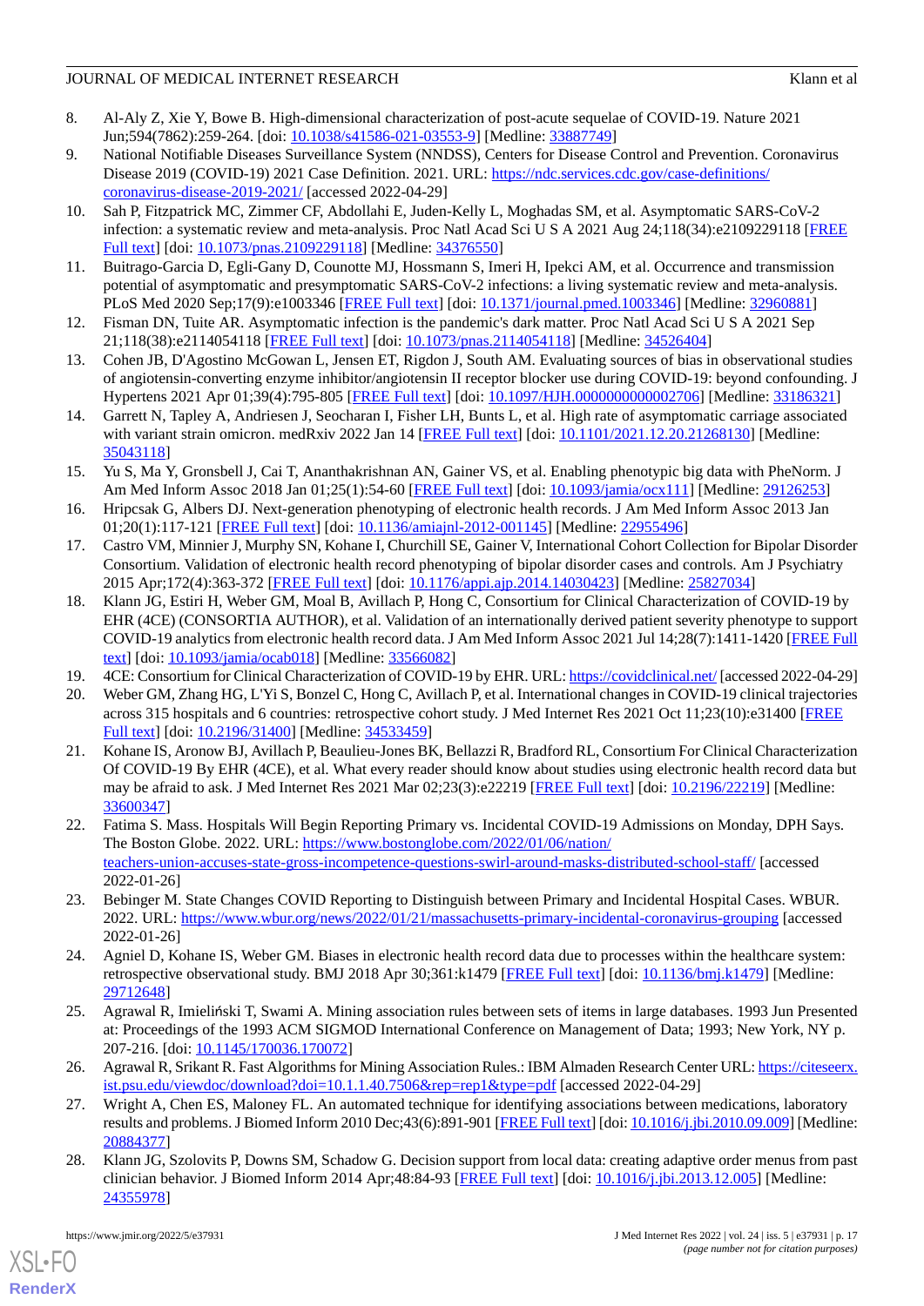8. Al-Aly Z, Xie Y, Bowe B. High-dimensional characterization of post-acute sequelae of COVID-19. Nature 2021 Jun;594(7862):259-264. [doi: 10.1038/s41586-021-03553-9] [Medline: 33887749]
9. National Notifiable Diseases Surveillance System (NNDSS), Centers for Disease Control and Prevention. Coronavirus Disease 2019 (COVID-19) 2021 Case Definition. 2021. URL: https://ndc.services.cdc.gov/case-definitions/coronavirus-disease-2019-2021/ [accessed 2022-04-29]
10. Sah P, Fitzpatrick MC, Zimmer CF, Abdollahi E, Juden-Kelly L, Moghadas SM, et al. Asymptomatic SARS-CoV-2 infection: a systematic review and meta-analysis. Proc Natl Acad Sci U S A 2021 Aug 24;118(34):e2109229118 [FREE Full text] [doi: 10.1073/pnas.2109229118] [Medline: 34376550]
11. Buitrago-Garcia D, Egli-Gany D, Counotte MJ, Hossmann S, Imeri H, Ipekci AM, et al. Occurrence and transmission potential of asymptomatic and presymptomatic SARS-CoV-2 infections: a living systematic review and meta-analysis. PLoS Med 2020 Sep;17(9):e1003346 [FREE Full text] [doi: 10.1371/journal.pmed.1003346] [Medline: 32960881]
12. Fisman DN, Tuite AR. Asymptomatic infection is the pandemic's dark matter. Proc Natl Acad Sci U S A 2021 Sep 21;118(38):e2114054118 [FREE Full text] [doi: 10.1073/pnas.2114054118] [Medline: 34526404]
13. Cohen JB, D'Agostino McGowan L, Jensen ET, Rigdon J, South AM. Evaluating sources of bias in observational studies of angiotensin-converting enzyme inhibitor/angiotensin II receptor blocker use during COVID-19: beyond confounding. J Hypertens 2021 Apr 01;39(4):795-805 [FREE Full text] [doi: 10.1097/HJH.0000000000002706] [Medline: 33186321]
14. Garrett N, Tapley A, Andriesen J, Seocharan I, Fisher LH, Bunts L, et al. High rate of asymptomatic carriage associated with variant strain omicron. medRxiv 2022 Jan 14 [FREE Full text] [doi: 10.1101/2021.12.20.21268130] [Medline: 35043118]
15. Yu S, Ma Y, Gronsbell J, Cai T, Ananthakrishnan AN, Gainer VS, et al. Enabling phenotypic big data with PheNorm. J Am Med Inform Assoc 2018 Jan 01;25(1):54-60 [FREE Full text] [doi: 10.1093/jamia/ocx111] [Medline: 29126253]
16. Hripcsak G, Albers DJ. Next-generation phenotyping of electronic health records. J Am Med Inform Assoc 2013 Jan 01;20(1):117-121 [FREE Full text] [doi: 10.1136/amiajnl-2012-001145] [Medline: 22955496]
17. Castro VM, Minnier J, Murphy SN, Kohane I, Churchill SE, Gainer V, International Cohort Collection for Bipolar Disorder Consortium. Validation of electronic health record phenotyping of bipolar disorder cases and controls. Am J Psychiatry 2015 Apr;172(4):363-372 [FREE Full text] [doi: 10.1176/appi.ajp.2014.14030423] [Medline: 25827034]
18. Klann JG, Estiri H, Weber GM, Moal B, Avillach P, Hong C, Consortium for Clinical Characterization of COVID-19 by EHR (4CE) (CONSORTIA AUTHOR), et al. Validation of an internationally derived patient severity phenotype to support COVID-19 analytics from electronic health record data. J Am Med Inform Assoc 2021 Jul 14;28(7):1411-1420 [FREE Full text] [doi: 10.1093/jamia/ocab018] [Medline: 33566082]
19. 4CE: Consortium for Clinical Characterization of COVID-19 by EHR. URL: https://covidclinical.net/ [accessed 2022-04-29]
20. Weber GM, Zhang HG, L'Yi S, Bonzel C, Hong C, Avillach P, et al. International changes in COVID-19 clinical trajectories across 315 hospitals and 6 countries: retrospective cohort study. J Med Internet Res 2021 Oct 11;23(10):e31400 [FREE Full text] [doi: 10.2196/31400] [Medline: 34533459]
21. Kohane IS, Aronow BJ, Avillach P, Beaulieu-Jones BK, Bellazzi R, Bradford RL, Consortium For Clinical Characterization Of COVID-19 By EHR (4CE), et al. What every reader should know about studies using electronic health record data but may be afraid to ask. J Med Internet Res 2021 Mar 02;23(3):e22219 [FREE Full text] [doi: 10.2196/22219] [Medline: 33600347]
22. Fatima S. Mass. Hospitals Will Begin Reporting Primary vs. Incidental COVID-19 Admissions on Monday, DPH Says. The Boston Globe. 2022. URL: https://www.bostonglobe.com/2022/01/06/nation/teachers-union-accuses-state-gross-incompetence-questions-swirl-around-masks-distributed-school-staff/ [accessed 2022-01-26]
23. Bebinger M. State Changes COVID Reporting to Distinguish between Primary and Incidental Hospital Cases. WBUR. 2022. URL: https://www.wbur.org/news/2022/01/21/massachusetts-primary-incidental-coronavirus-grouping [accessed 2022-01-26]
24. Agniel D, Kohane IS, Weber GM. Biases in electronic health record data due to processes within the healthcare system: retrospective observational study. BMJ 2018 Apr 30;361:k1479 [FREE Full text] [doi: 10.1136/bmj.k1479] [Medline: 29712648]
25. Agrawal R, Imieliński T, Swami A. Mining association rules between sets of items in large databases. 1993 Jun Presented at: Proceedings of the 1993 ACM SIGMOD International Conference on Management of Data; 1993; New York, NY p. 207-216. [doi: 10.1145/170036.170072]
26. Agrawal R, Srikant R. Fast Algorithms for Mining Association Rules.: IBM Almaden Research Center URL: https://citeseerx.ist.psu.edu/viewdoc/download?doi=10.1.1.40.7506&rep=rep1&type=pdf [accessed 2022-04-29]
27. Wright A, Chen ES, Maloney FL. An automated technique for identifying associations between medications, laboratory results and problems. J Biomed Inform 2010 Dec;43(6):891-901 [FREE Full text] [doi: 10.1016/j.jbi.2010.09.009] [Medline: 20884377]
28. Klann JG, Szolovits P, Downs SM, Schadow G. Decision support from local data: creating adaptive order menus from past clinician behavior. J Biomed Inform 2014 Apr;48:84-93 [FREE Full text] [doi: 10.1016/j.jbi.2013.12.005] [Medline: 24355978]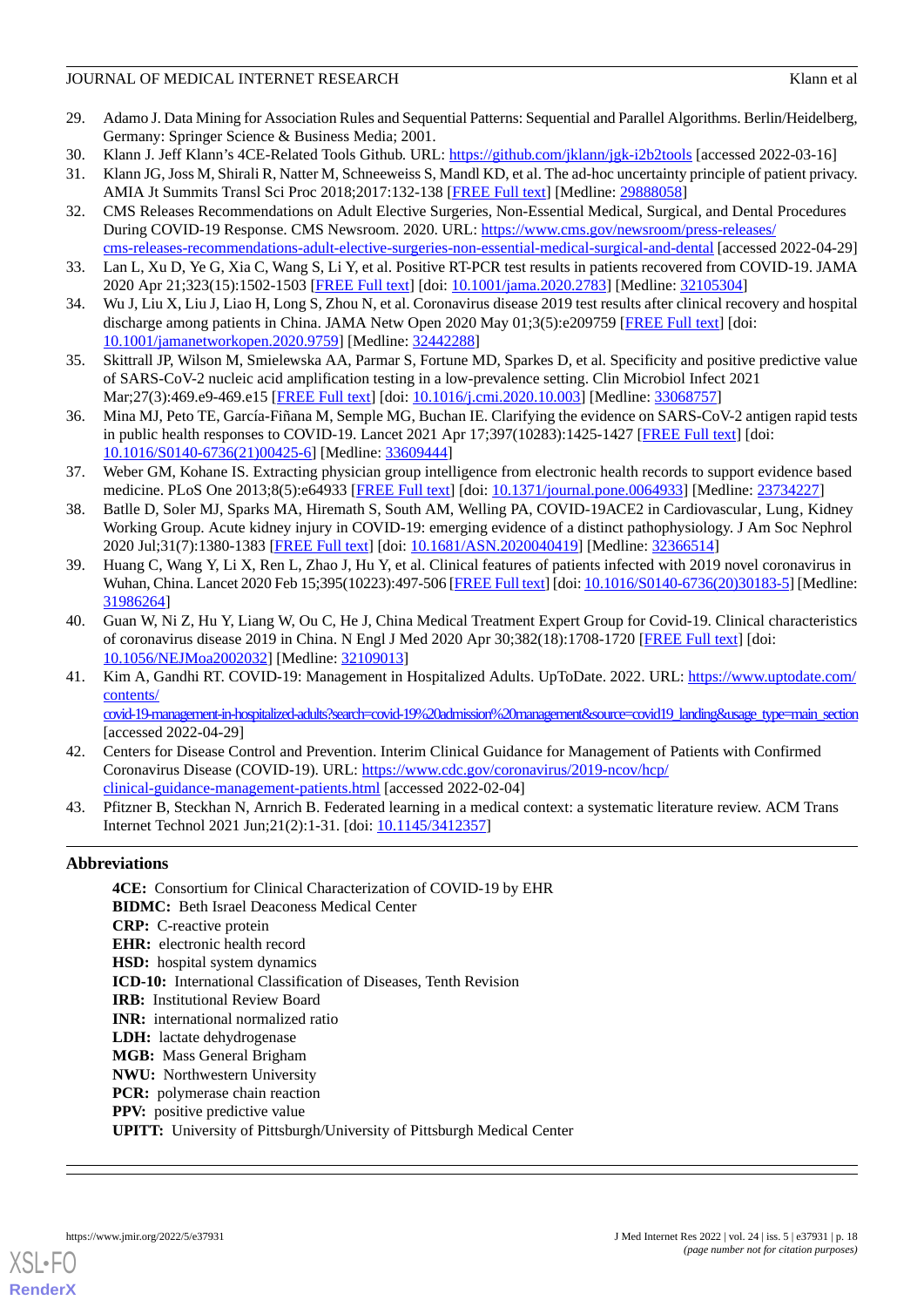29. Adamo J. Data Mining for Association Rules and Sequential Patterns: Sequential and Parallel Algorithms. Berlin/Heidelberg, Germany: Springer Science & Business Media; 2001.
30. Klann J. Jeff Klann's 4CE-Related Tools Github. URL: https://github.com/jklann/jgk-i2b2tools [accessed 2022-03-16]
31. Klann JG, Joss M, Shirali R, Natter M, Schneeweiss S, Mandl KD, et al. The ad-hoc uncertainty principle of patient privacy. AMIA Jt Summits Transl Sci Proc 2018;2017:132-138 [FREE Full text] [Medline: 29888058]
32. CMS Releases Recommendations on Adult Elective Surgeries, Non-Essential Medical, Surgical, and Dental Procedures During COVID-19 Response. CMS Newsroom. 2020. URL: https://www.cms.gov/newsroom/press-releases/cms-releases-recommendations-adult-elective-surgeries-non-essential-medical-surgical-and-dental [accessed 2022-04-29]
33. Lan L, Xu D, Ye G, Xia C, Wang S, Li Y, et al. Positive RT-PCR test results in patients recovered from COVID-19. JAMA 2020 Apr 21;323(15):1502-1503 [FREE Full text] [doi: 10.1001/jama.2020.2783] [Medline: 32105304]
34. Wu J, Liu X, Liu J, Liao H, Long S, Zhou N, et al. Coronavirus disease 2019 test results after clinical recovery and hospital discharge among patients in China. JAMA Netw Open 2020 May 01;3(5):e209759 [FREE Full text] [doi: 10.1001/jamanetworkopen.2020.9759] [Medline: 32442288]
35. Skittrall JP, Wilson M, Smielewska AA, Parmar S, Fortune MD, Sparkes D, et al. Specificity and positive predictive value of SARS-CoV-2 nucleic acid amplification testing in a low-prevalence setting. Clin Microbiol Infect 2021 Mar;27(3):469.e9-469.e15 [FREE Full text] [doi: 10.1016/j.cmi.2020.10.003] [Medline: 33068757]
36. Mina MJ, Peto TE, García-Fiñana M, Semple MG, Buchan IE. Clarifying the evidence on SARS-CoV-2 antigen rapid tests in public health responses to COVID-19. Lancet 2021 Apr 17;397(10283):1425-1427 [FREE Full text] [doi: 10.1016/S0140-6736(21)00425-6] [Medline: 33609444]
37. Weber GM, Kohane IS. Extracting physician group intelligence from electronic health records to support evidence based medicine. PLoS One 2013;8(5):e64933 [FREE Full text] [doi: 10.1371/journal.pone.0064933] [Medline: 23734227]
38. Batlle D, Soler MJ, Sparks MA, Hiremath S, South AM, Welling PA, COVID-19ACE2 in Cardiovascular, Lung, Kidney Working Group. Acute kidney injury in COVID-19: emerging evidence of a distinct pathophysiology. J Am Soc Nephrol 2020 Jul;31(7):1380-1383 [FREE Full text] [doi: 10.1681/ASN.2020040419] [Medline: 32366514]
39. Huang C, Wang Y, Li X, Ren L, Zhao J, Hu Y, et al. Clinical features of patients infected with 2019 novel coronavirus in Wuhan, China. Lancet 2020 Feb 15;395(10223):497-506 [FREE Full text] [doi: 10.1016/S0140-6736(20)30183-5] [Medline: 31986264]
40. Guan W, Ni Z, Hu Y, Liang W, Ou C, He J, China Medical Treatment Expert Group for Covid-19. Clinical characteristics of coronavirus disease 2019 in China. N Engl J Med 2020 Apr 30;382(18):1708-1720 [FREE Full text] [doi: 10.1056/NEJMoa2002032] [Medline: 32109013]
41. Kim A, Gandhi RT. COVID-19: Management in Hospitalized Adults. UpToDate. 2022. URL: https://www.uptodate.com/contents/covid-19-management-in-hospitalized-adults?search=covid-19%20admission%20management&source=covid19_landing&usage_type=main_section [accessed 2022-04-29]
42. Centers for Disease Control and Prevention. Interim Clinical Guidance for Management of Patients with Confirmed Coronavirus Disease (COVID-19). URL: https://www.cdc.gov/coronavirus/2019-ncov/hcp/clinical-guidance-management-patients.html [accessed 2022-02-04]
43. Pfitzner B, Steckhan N, Arnrich B. Federated learning in a medical context: a systematic literature review. ACM Trans Internet Technol 2021 Jun;21(2):1-31. [doi: 10.1145/3412357]

## Abbreviations

**4CE:** Consortium for Clinical Characterization of COVID-19 by EHR
**BIDMC:** Beth Israel Deaconess Medical Center
**CRP:** C-reactive protein
**EHR:** electronic health record
**HSD:** hospital system dynamics
**ICD-10:** International Classification of Diseases, Tenth Revision
**IRB:** Institutional Review Board
**INR:** international normalized ratio
**LDH:** lactate dehydrogenase
**MGB:** Mass General Brigham
**NWU:** Northwestern University
**PCR:** polymerase chain reaction
**PPV:** positive predictive value
**UPITT:** University of Pittsburgh/University of Pittsburgh Medical Center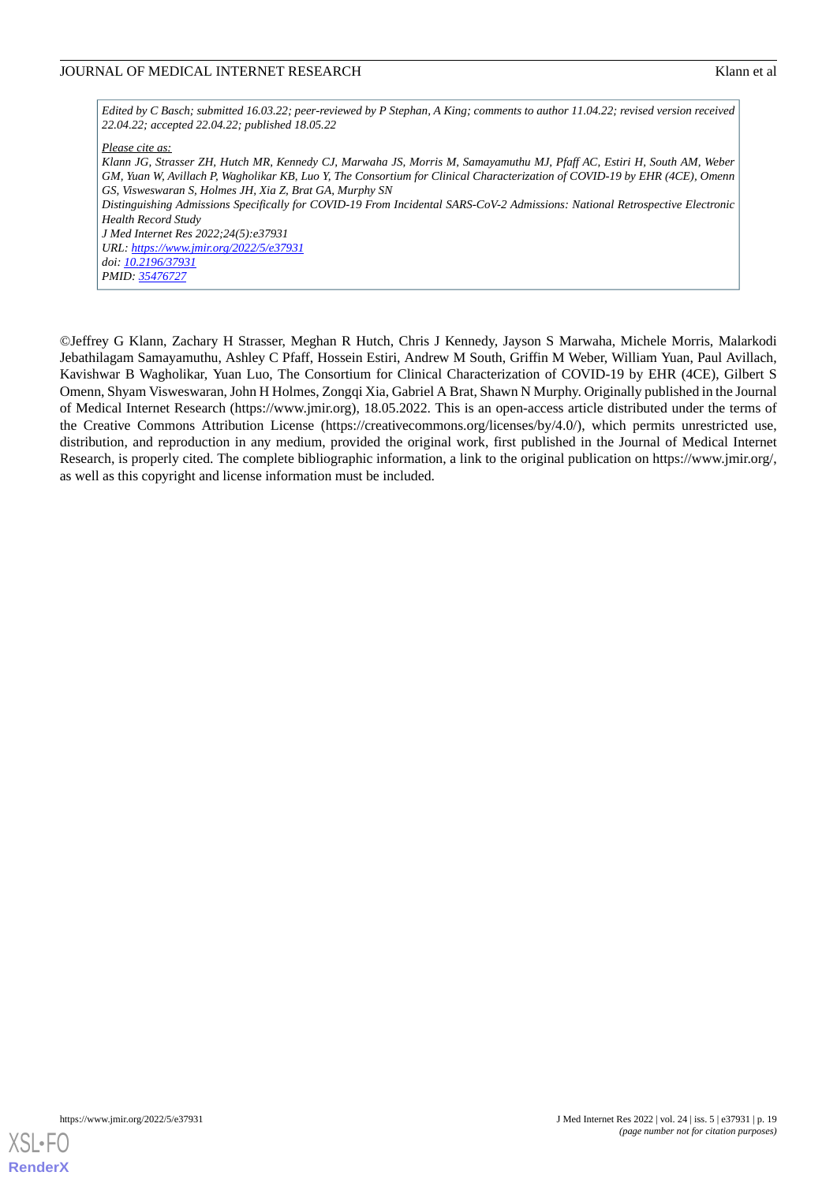*Edited by C Basch; submitted 16.03.22; peer-reviewed by P Stephan, A King; comments to author 11.04.22; revised version received 22.04.22; accepted 22.04.22; published 18.05.22*

*Please cite as:*
*Klann JG, Strasser ZH, Hutch MR, Kennedy CJ, Marwaha JS, Morris M, Samayamuthu MJ, Pfaff AC, Estiri H, South AM, Weber GM, Yuan W, Avillach P, Wagholikar KB, Luo Y, The Consortium for Clinical Characterization of COVID-19 by EHR (4CE), Omenn GS, Visweswaran S, Holmes JH, Xia Z, Brat GA, Murphy SN*
*Distinguishing Admissions Specifically for COVID-19 From Incidental SARS-CoV-2 Admissions: National Retrospective Electronic Health Record Study*
*J Med Internet Res 2022;24(5):e37931*
*URL: https://www.jmir.org/2022/5/e37931*
*doi: 10.2196/37931*
*PMID: 35476727*

©Jeffrey G Klann, Zachary H Strasser, Meghan R Hutch, Chris J Kennedy, Jayson S Marwaha, Michele Morris, Malarkodi Jebathilagam Samayamuthu, Ashley C Pfaff, Hossein Estiri, Andrew M South, Griffin M Weber, William Yuan, Paul Avillach, Kavishwar B Wagholikar, Yuan Luo, The Consortium for Clinical Characterization of COVID-19 by EHR (4CE), Gilbert S Omenn, Shyam Visweswaran, John H Holmes, Zongqi Xia, Gabriel A Brat, Shawn N Murphy. Originally published in the Journal of Medical Internet Research (https://www.jmir.org), 18.05.2022. This is an open-access article distributed under the terms of the Creative Commons Attribution License (https://creativecommons.org/licenses/by/4.0/), which permits unrestricted use, distribution, and reproduction in any medium, provided the original work, first published in the Journal of Medical Internet Research, is properly cited. The complete bibliographic information, a link to the original publication on https://www.jmir.org/, as well as this copyright and license information must be included.